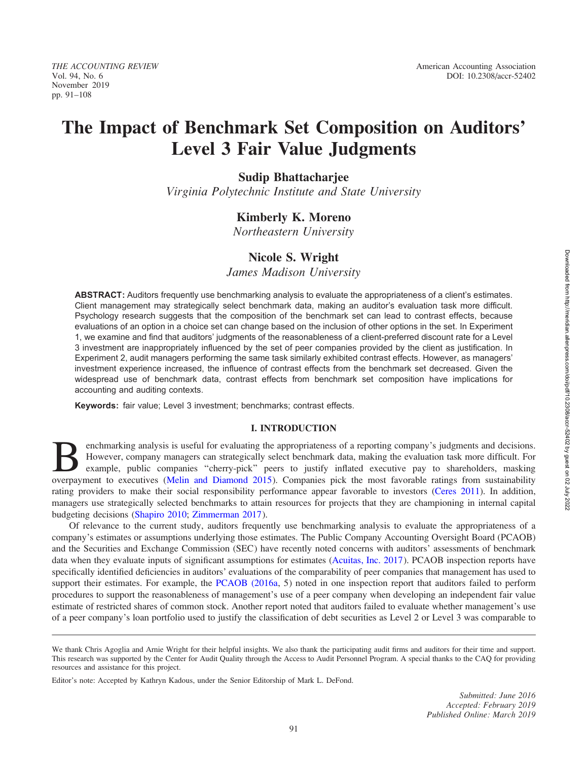# The Impact of Benchmark Set Composition on Auditors' Level 3 Fair Value Judgments

**Sudip Bhattacharjee**
*Virginia Polytechnic Institute and State University*

**Kimberly K. Moreno**
*Northeastern University*

**Nicole S. Wright**
*James Madison University*

**ABSTRACT:** Auditors frequently use benchmarking analysis to evaluate the appropriateness of a client's estimates. Client management may strategically select benchmark data, making an auditor's evaluation task more difficult. Psychology research suggests that the composition of the benchmark set can lead to contrast effects, because evaluations of an option in a choice set can change based on the inclusion of other options in the set. In Experiment 1, we examine and find that auditors' judgments of the reasonableness of a client-preferred discount rate for a Level 3 investment are inappropriately influenced by the set of peer companies provided by the client as justification. In Experiment 2, audit managers performing the same task similarly exhibited contrast effects. However, as managers' investment experience increased, the influence of contrast effects from the benchmark set decreased. Given the widespread use of benchmark data, contrast effects from benchmark set composition have implications for accounting and auditing contexts.

**Keywords:** fair value; Level 3 investment; benchmarks; contrast effects.

## I. INTRODUCTION

Benchmarking analysis is useful for evaluating the appropriateness of a reporting company's judgments and decisions. However, company managers can strategically select benchmark data, making the evaluation task more difficult. For example, public companies "cherry-pick" peers to justify inflated executive pay to shareholders, masking overpayment to executives (Melin and Diamond 2015). Companies pick the most favorable ratings from sustainability rating providers to make their social responsibility performance appear favorable to investors (Ceres 2011). In addition, managers use strategically selected benchmarks to attain resources for projects that they are championing in internal capital budgeting decisions (Shapiro 2010; Zimmerman 2017).

Of relevance to the current study, auditors frequently use benchmarking analysis to evaluate the appropriateness of a company's estimates or assumptions underlying those estimates. The Public Company Accounting Oversight Board (PCAOB) and the Securities and Exchange Commission (SEC) have recently noted concerns with auditors' assessments of benchmark data when they evaluate inputs of significant assumptions for estimates (Acuitas, Inc. 2017). PCAOB inspection reports have specifically identified deficiencies in auditors' evaluations of the comparability of peer companies that management has used to support their estimates. For example, the PCAOB (2016a, 5) noted in one inspection report that auditors failed to perform procedures to support the reasonableness of management's use of a peer company when developing an independent fair value estimate of restricted shares of common stock. Another report noted that auditors failed to evaluate whether management's use of a peer company's loan portfolio used to justify the classification of debt securities as Level 2 or Level 3 was comparable to

---

We thank Chris Agoglia and Arnie Wright for their helpful insights. We also thank the participating audit firms and auditors for their time and support. This research was supported by the Center for Audit Quality through the Access to Audit Personnel Program. A special thanks to the CAQ for providing resources and assistance for this project.

Editor's note: Accepted by Kathryn Kadous, under the Senior Editorship of Mark L. DeFond.

*Submitted: June 2016*
*Accepted: February 2019*
*Published Online: March 2019*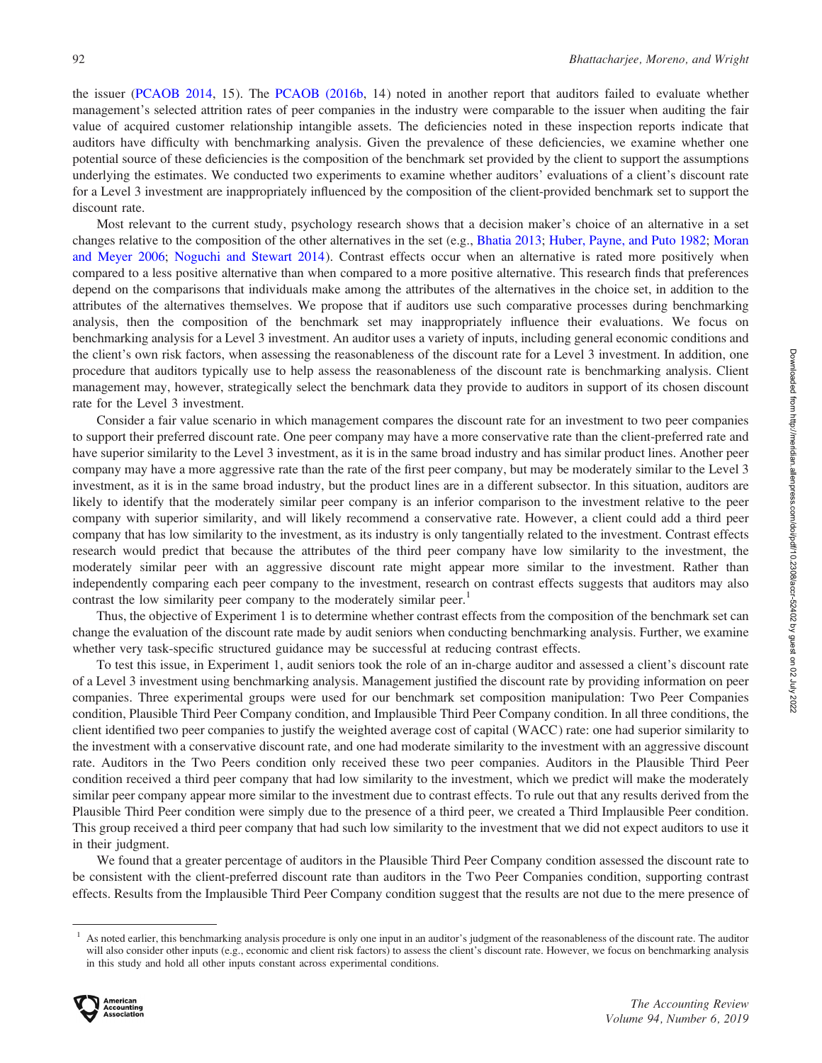the issuer (PCAOB 2014, 15). The PCAOB (2016b, 14) noted in another report that auditors failed to evaluate whether management's selected attrition rates of peer companies in the industry were comparable to the issuer when auditing the fair value of acquired customer relationship intangible assets. The deficiencies noted in these inspection reports indicate that auditors have difficulty with benchmarking analysis. Given the prevalence of these deficiencies, we examine whether one potential source of these deficiencies is the composition of the benchmark set provided by the client to support the assumptions underlying the estimates. We conducted two experiments to examine whether auditors' evaluations of a client's discount rate for a Level 3 investment are inappropriately influenced by the composition of the client-provided benchmark set to support the discount rate.

Most relevant to the current study, psychology research shows that a decision maker's choice of an alternative in a set changes relative to the composition of the other alternatives in the set (e.g., Bhatia 2013; Huber, Payne, and Puto 1982; Moran and Meyer 2006; Noguchi and Stewart 2014). Contrast effects occur when an alternative is rated more positively when compared to a less positive alternative than when compared to a more positive alternative. This research finds that preferences depend on the comparisons that individuals make among the attributes of the alternatives in the choice set, in addition to the attributes of the alternatives themselves. We propose that if auditors use such comparative processes during benchmarking analysis, then the composition of the benchmark set may inappropriately influence their evaluations. We focus on benchmarking analysis for a Level 3 investment. An auditor uses a variety of inputs, including general economic conditions and the client's own risk factors, when assessing the reasonableness of the discount rate for a Level 3 investment. In addition, one procedure that auditors typically use to help assess the reasonableness of the discount rate is benchmarking analysis. Client management may, however, strategically select the benchmark data they provide to auditors in support of its chosen discount rate for the Level 3 investment.

Consider a fair value scenario in which management compares the discount rate for an investment to two peer companies to support their preferred discount rate. One peer company may have a more conservative rate than the client-preferred rate and have superior similarity to the Level 3 investment, as it is in the same broad industry and has similar product lines. Another peer company may have a more aggressive rate than the rate of the first peer company, but may be moderately similar to the Level 3 investment, as it is in the same broad industry, but the product lines are in a different subsector. In this situation, auditors are likely to identify that the moderately similar peer company is an inferior comparison to the investment relative to the peer company with superior similarity, and will likely recommend a conservative rate. However, a client could add a third peer company that has low similarity to the investment, as its industry is only tangentially related to the investment. Contrast effects research would predict that because the attributes of the third peer company have low similarity to the investment, the moderately similar peer with an aggressive discount rate might appear more similar to the investment. Rather than independently comparing each peer company to the investment, research on contrast effects suggests that auditors may also contrast the low similarity peer company to the moderately similar peer.[1]

Thus, the objective of Experiment 1 is to determine whether contrast effects from the composition of the benchmark set can change the evaluation of the discount rate made by audit seniors when conducting benchmarking analysis. Further, we examine whether very task-specific structured guidance may be successful at reducing contrast effects.

To test this issue, in Experiment 1, audit seniors took the role of an in-charge auditor and assessed a client's discount rate of a Level 3 investment using benchmarking analysis. Management justified the discount rate by providing information on peer companies. Three experimental groups were used for our benchmark set composition manipulation: Two Peer Companies condition, Plausible Third Peer Company condition, and Implausible Third Peer Company condition. In all three conditions, the client identified two peer companies to justify the weighted average cost of capital (WACC) rate: one had superior similarity to the investment with a conservative discount rate, and one had moderate similarity to the investment with an aggressive discount rate. Auditors in the Two Peers condition only received these two peer companies. Auditors in the Plausible Third Peer condition received a third peer company that had low similarity to the investment, which we predict will make the moderately similar peer company appear more similar to the investment due to contrast effects. To rule out that any results derived from the Plausible Third Peer condition were simply due to the presence of a third peer, we created a Third Implausible Peer condition. This group received a third peer company that had such low similarity to the investment that we did not expect auditors to use it in their judgment.

We found that a greater percentage of auditors in the Plausible Third Peer Company condition assessed the discount rate to be consistent with the client-preferred discount rate than auditors in the Two Peer Companies condition, supporting contrast effects. Results from the Implausible Third Peer Company condition suggest that the results are not due to the mere presence of

[1] As noted earlier, this benchmarking analysis procedure is only one input in an auditor's judgment of the reasonableness of the discount rate. The auditor will also consider other inputs (e.g., economic and client risk factors) to assess the client's discount rate. However, we focus on benchmarking analysis in this study and hold all other inputs constant across experimental conditions.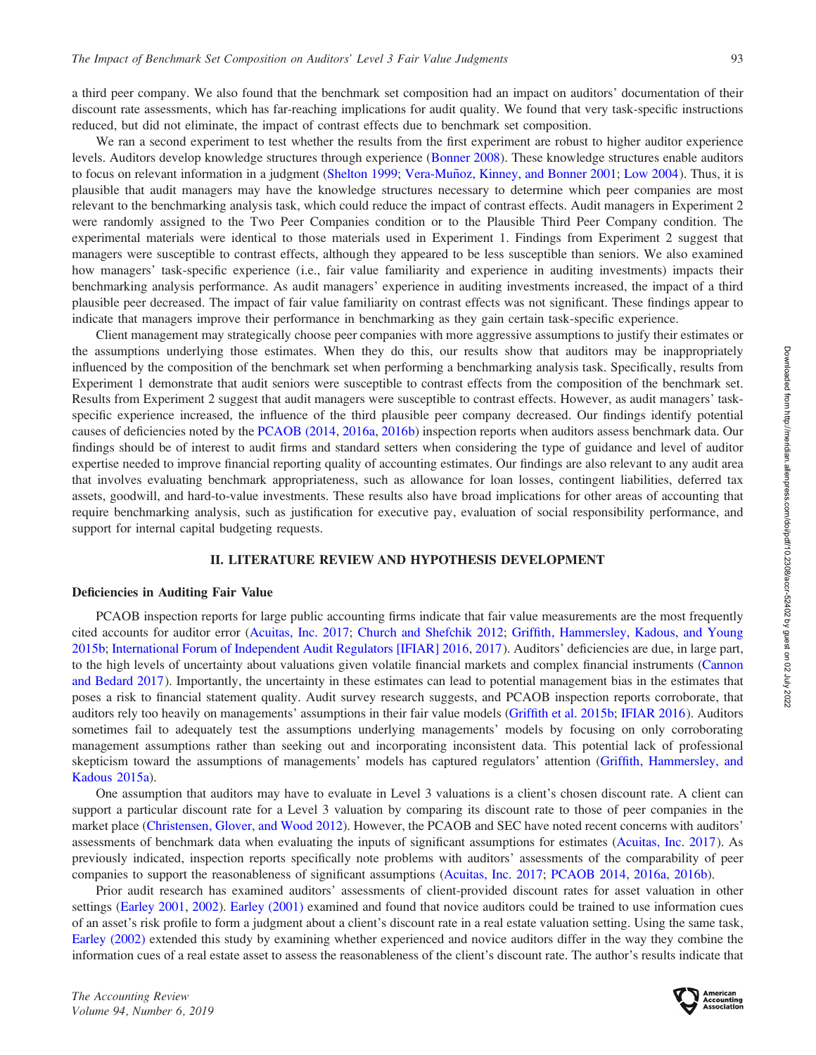a third peer company. We also found that the benchmark set composition had an impact on auditors' documentation of their discount rate assessments, which has far-reaching implications for audit quality. We found that very task-specific instructions reduced, but did not eliminate, the impact of contrast effects due to benchmark set composition.

We ran a second experiment to test whether the results from the first experiment are robust to higher auditor experience levels. Auditors develop knowledge structures through experience (Bonner 2008). These knowledge structures enable auditors to focus on relevant information in a judgment (Shelton 1999; Vera-Muñoz, Kinney, and Bonner 2001; Low 2004). Thus, it is plausible that audit managers may have the knowledge structures necessary to determine which peer companies are most relevant to the benchmarking analysis task, which could reduce the impact of contrast effects. Audit managers in Experiment 2 were randomly assigned to the Two Peer Companies condition or to the Plausible Third Peer Company condition. The experimental materials were identical to those materials used in Experiment 1. Findings from Experiment 2 suggest that managers were susceptible to contrast effects, although they appeared to be less susceptible than seniors. We also examined how managers' task-specific experience (i.e., fair value familiarity and experience in auditing investments) impacts their benchmarking analysis performance. As audit managers' experience in auditing investments increased, the impact of a third plausible peer decreased. The impact of fair value familiarity on contrast effects was not significant. These findings appear to indicate that managers improve their performance in benchmarking as they gain certain task-specific experience.

Client management may strategically choose peer companies with more aggressive assumptions to justify their estimates or the assumptions underlying those estimates. When they do this, our results show that auditors may be inappropriately influenced by the composition of the benchmark set when performing a benchmarking analysis task. Specifically, results from Experiment 1 demonstrate that audit seniors were susceptible to contrast effects from the composition of the benchmark set. Results from Experiment 2 suggest that audit managers were susceptible to contrast effects. However, as audit managers' task-specific experience increased, the influence of the third plausible peer company decreased. Our findings identify potential causes of deficiencies noted by the PCAOB (2014, 2016a, 2016b) inspection reports when auditors assess benchmark data. Our findings should be of interest to audit firms and standard setters when considering the type of guidance and level of auditor expertise needed to improve financial reporting quality of accounting estimates. Our findings are also relevant to any audit area that involves evaluating benchmark appropriateness, such as allowance for loan losses, contingent liabilities, deferred tax assets, goodwill, and hard-to-value investments. These results also have broad implications for other areas of accounting that require benchmarking analysis, such as justification for executive pay, evaluation of social responsibility performance, and support for internal capital budgeting requests.

## II. LITERATURE REVIEW AND HYPOTHESIS DEVELOPMENT

### Deficiencies in Auditing Fair Value

PCAOB inspection reports for large public accounting firms indicate that fair value measurements are the most frequently cited accounts for auditor error (Acuitas, Inc. 2017; Church and Shefchik 2012; Griffith, Hammersley, Kadous, and Young 2015b; International Forum of Independent Audit Regulators [IFIAR] 2016, 2017). Auditors' deficiencies are due, in large part, to the high levels of uncertainty about valuations given volatile financial markets and complex financial instruments (Cannon and Bedard 2017). Importantly, the uncertainty in these estimates can lead to potential management bias in the estimates that poses a risk to financial statement quality. Audit survey research suggests, and PCAOB inspection reports corroborate, that auditors rely too heavily on managements' assumptions in their fair value models (Griffith et al. 2015b; IFIAR 2016). Auditors sometimes fail to adequately test the assumptions underlying managements' models by focusing on only corroborating management assumptions rather than seeking out and incorporating inconsistent data. This potential lack of professional skepticism toward the assumptions of managements' models has captured regulators' attention (Griffith, Hammersley, and Kadous 2015a).

One assumption that auditors may have to evaluate in Level 3 valuations is a client's chosen discount rate. A client can support a particular discount rate for a Level 3 valuation by comparing its discount rate to those of peer companies in the market place (Christensen, Glover, and Wood 2012). However, the PCAOB and SEC have noted recent concerns with auditors' assessments of benchmark data when evaluating the inputs of significant assumptions for estimates (Acuitas, Inc. 2017). As previously indicated, inspection reports specifically note problems with auditors' assessments of the comparability of peer companies to support the reasonableness of significant assumptions (Acuitas, Inc. 2017; PCAOB 2014, 2016a, 2016b).

Prior audit research has examined auditors' assessments of client-provided discount rates for asset valuation in other settings (Earley 2001, 2002). Earley (2001) examined and found that novice auditors could be trained to use information cues of an asset's risk profile to form a judgment about a client's discount rate in a real estate valuation setting. Using the same task, Earley (2002) extended this study by examining whether experienced and novice auditors differ in the way they combine the information cues of a real estate asset to assess the reasonableness of the client's discount rate. The author's results indicate that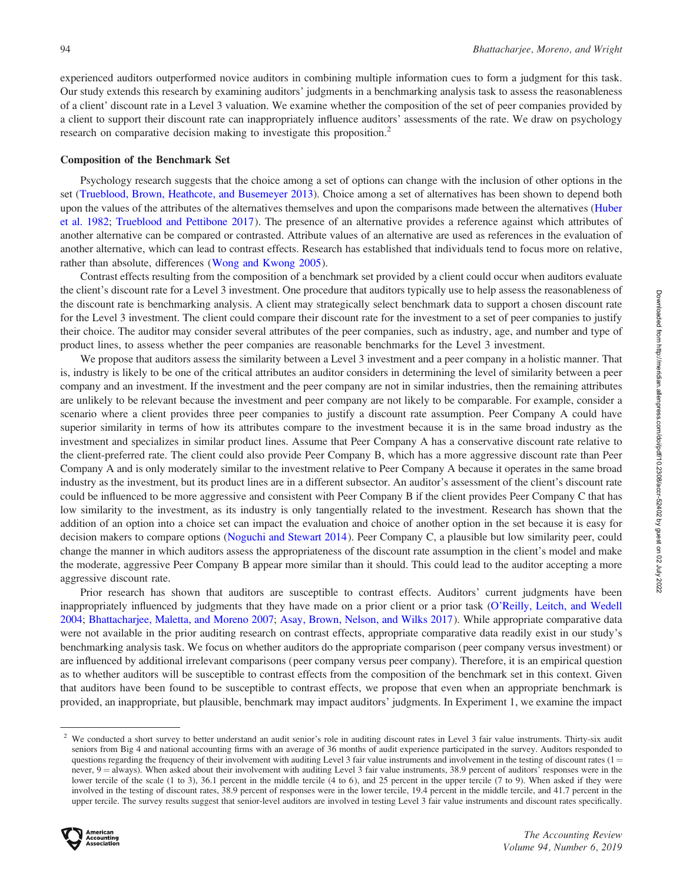experienced auditors outperformed novice auditors in combining multiple information cues to form a judgment for this task. Our study extends this research by examining auditors' judgments in a benchmarking analysis task to assess the reasonableness of a client' discount rate in a Level 3 valuation. We examine whether the composition of the set of peer companies provided by a client to support their discount rate can inappropriately influence auditors' assessments of the rate. We draw on psychology research on comparative decision making to investigate this proposition.[2]

### Composition of the Benchmark Set

Psychology research suggests that the choice among a set of options can change with the inclusion of other options in the set (Trueblood, Brown, Heathcote, and Busemeyer 2013). Choice among a set of alternatives has been shown to depend both upon the values of the attributes of the alternatives themselves and upon the comparisons made between the alternatives (Huber et al. 1982; Trueblood and Pettibone 2017). The presence of an alternative provides a reference against which attributes of another alternative can be compared or contrasted. Attribute values of an alternative are used as references in the evaluation of another alternative, which can lead to contrast effects. Research has established that individuals tend to focus more on relative, rather than absolute, differences (Wong and Kwong 2005).

Contrast effects resulting from the composition of a benchmark set provided by a client could occur when auditors evaluate the client's discount rate for a Level 3 investment. One procedure that auditors typically use to help assess the reasonableness of the discount rate is benchmarking analysis. A client may strategically select benchmark data to support a chosen discount rate for the Level 3 investment. The client could compare their discount rate for the investment to a set of peer companies to justify their choice. The auditor may consider several attributes of the peer companies, such as industry, age, and number and type of product lines, to assess whether the peer companies are reasonable benchmarks for the Level 3 investment.

We propose that auditors assess the similarity between a Level 3 investment and a peer company in a holistic manner. That is, industry is likely to be one of the critical attributes an auditor considers in determining the level of similarity between a peer company and an investment. If the investment and the peer company are not in similar industries, then the remaining attributes are unlikely to be relevant because the investment and peer company are not likely to be comparable. For example, consider a scenario where a client provides three peer companies to justify a discount rate assumption. Peer Company A could have superior similarity in terms of how its attributes compare to the investment because it is in the same broad industry as the investment and specializes in similar product lines. Assume that Peer Company A has a conservative discount rate relative to the client-preferred rate. The client could also provide Peer Company B, which has a more aggressive discount rate than Peer Company A and is only moderately similar to the investment relative to Peer Company A because it operates in the same broad industry as the investment, but its product lines are in a different subsector. An auditor's assessment of the client's discount rate could be influenced to be more aggressive and consistent with Peer Company B if the client provides Peer Company C that has low similarity to the investment, as its industry is only tangentially related to the investment. Research has shown that the addition of an option into a choice set can impact the evaluation and choice of another option in the set because it is easy for decision makers to compare options (Noguchi and Stewart 2014). Peer Company C, a plausible but low similarity peer, could change the manner in which auditors assess the appropriateness of the discount rate assumption in the client's model and make the moderate, aggressive Peer Company B appear more similar than it should. This could lead to the auditor accepting a more aggressive discount rate.

Prior research has shown that auditors are susceptible to contrast effects. Auditors' current judgments have been inappropriately influenced by judgments that they have made on a prior client or a prior task (O'Reilly, Leitch, and Wedell 2004; Bhattacharjee, Maletta, and Moreno 2007; Asay, Brown, Nelson, and Wilks 2017). While appropriate comparative data were not available in the prior auditing research on contrast effects, appropriate comparative data readily exist in our study's benchmarking analysis task. We focus on whether auditors do the appropriate comparison (peer company versus investment) or are influenced by additional irrelevant comparisons (peer company versus peer company). Therefore, it is an empirical question as to whether auditors will be susceptible to contrast effects from the composition of the benchmark set in this context. Given that auditors have been found to be susceptible to contrast effects, we propose that even when an appropriate benchmark is provided, an inappropriate, but plausible, benchmark may impact auditors' judgments. In Experiment 1, we examine the impact

[2] We conducted a short survey to better understand an audit senior's role in auditing discount rates in Level 3 fair value instruments. Thirty-six audit seniors from Big 4 and national accounting firms with an average of 36 months of audit experience participated in the survey. Auditors responded to questions regarding the frequency of their involvement with auditing Level 3 fair value instruments and involvement in the testing of discount rates (1 = never, 9 = always). When asked about their involvement with auditing Level 3 fair value instruments, 38.9 percent of auditors' responses were in the lower tercile of the scale (1 to 3), 36.1 percent in the middle tercile (4 to 6), and 25 percent in the upper tercile (7 to 9). When asked if they were involved in the testing of discount rates, 38.9 percent of responses were in the lower tercile, 19.4 percent in the middle tercile, and 41.7 percent in the upper tercile. The survey results suggest that senior-level auditors are involved in testing Level 3 fair value instruments and discount rates specifically.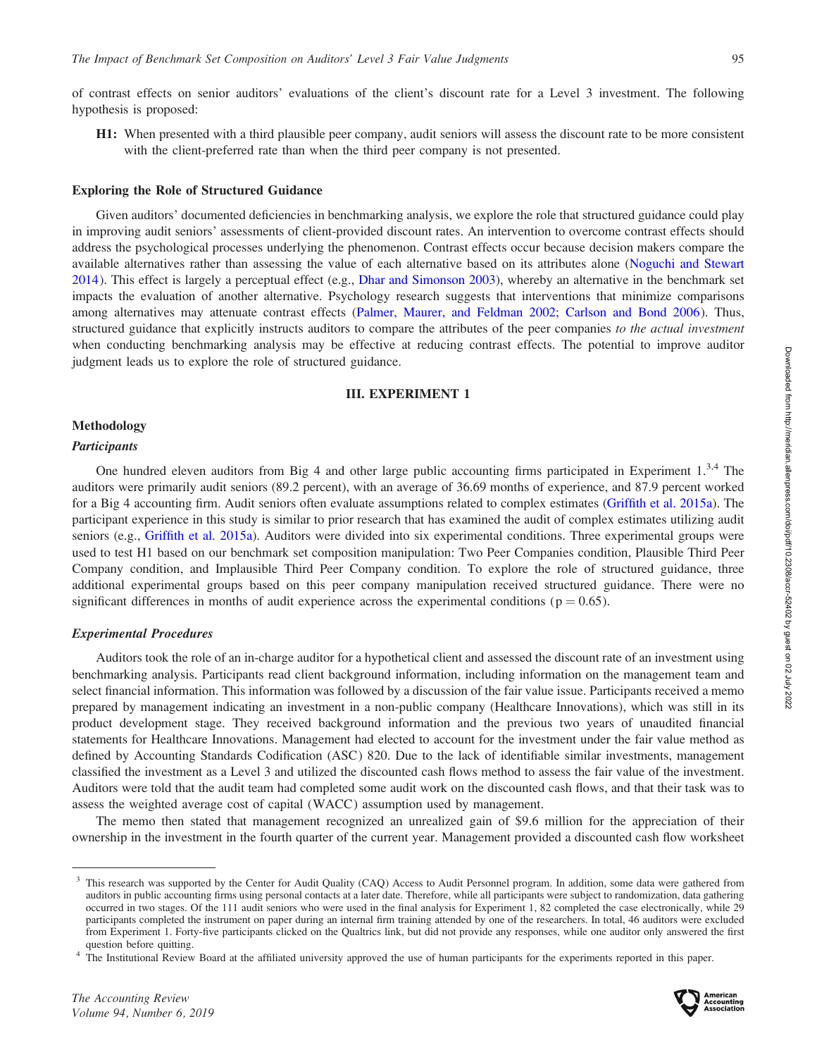of contrast effects on senior auditors' evaluations of the client's discount rate for a Level 3 investment. The following hypothesis is proposed:

> **H1:** When presented with a third plausible peer company, audit seniors will assess the discount rate to be more consistent with the client-preferred rate than when the third peer company is not presented.

### Exploring the Role of Structured Guidance

Given auditors' documented deficiencies in benchmarking analysis, we explore the role that structured guidance could play in improving audit seniors' assessments of client-provided discount rates. An intervention to overcome contrast effects should address the psychological processes underlying the phenomenon. Contrast effects occur because decision makers compare the available alternatives rather than assessing the value of each alternative based on its attributes alone (Noguchi and Stewart 2014). This effect is largely a perceptual effect (e.g., Dhar and Simonson 2003), whereby an alternative in the benchmark set impacts the evaluation of another alternative. Psychology research suggests that interventions that minimize comparisons among alternatives may attenuate contrast effects (Palmer, Maurer, and Feldman 2002; Carlson and Bond 2006). Thus, structured guidance that explicitly instructs auditors to compare the attributes of the peer companies *to the actual investment* when conducting benchmarking analysis may be effective at reducing contrast effects. The potential to improve auditor judgment leads us to explore the role of structured guidance.

## III. EXPERIMENT 1

### Methodology

#### *Participants*

One hundred eleven auditors from Big 4 and other large public accounting firms participated in Experiment 1.[3,4] The auditors were primarily audit seniors (89.2 percent), with an average of 36.69 months of experience, and 87.9 percent worked for a Big 4 accounting firm. Audit seniors often evaluate assumptions related to complex estimates (Griffith et al. 2015a). The participant experience in this study is similar to prior research that has examined the audit of complex estimates utilizing audit seniors (e.g., Griffith et al. 2015a). Auditors were divided into six experimental conditions. Three experimental groups were used to test H1 based on our benchmark set composition manipulation: Two Peer Companies condition, Plausible Third Peer Company condition, and Implausible Third Peer Company condition. To explore the role of structured guidance, three additional experimental groups based on this peer company manipulation received structured guidance. There were no significant differences in months of audit experience across the experimental conditions ($p = 0.65$).

#### *Experimental Procedures*

Auditors took the role of an in-charge auditor for a hypothetical client and assessed the discount rate of an investment using benchmarking analysis. Participants read client background information, including information on the management team and select financial information. This information was followed by a discussion of the fair value issue. Participants received a memo prepared by management indicating an investment in a non-public company (Healthcare Innovations), which was still in its product development stage. They received background information and the previous two years of unaudited financial statements for Healthcare Innovations. Management had elected to account for the investment under the fair value method as defined by Accounting Standards Codification (ASC) 820. Due to the lack of identifiable similar investments, management classified the investment as a Level 3 and utilized the discounted cash flows method to assess the fair value of the investment. Auditors were told that the audit team had completed some audit work on the discounted cash flows, and that their task was to assess the weighted average cost of capital (WACC) assumption used by management.

The memo then stated that management recognized an unrealized gain of \$9.6 million for the appreciation of their ownership in the investment in the fourth quarter of the current year. Management provided a discounted cash flow worksheet

---

[3] This research was supported by the Center for Audit Quality (CAQ) Access to Audit Personnel program. In addition, some data were gathered from auditors in public accounting firms using personal contacts at a later date. Therefore, while all participants were subject to randomization, data gathering occurred in two stages. Of the 111 audit seniors who were used in the final analysis for Experiment 1, 82 completed the case electronically, while 29 participants completed the instrument on paper during an internal firm training attended by one of the researchers. In total, 46 auditors were excluded from Experiment 1. Forty-five participants clicked on the Qualtrics link, but did not provide any responses, while one auditor only answered the first question before quitting.

[4] The Institutional Review Board at the affiliated university approved the use of human participants for the experiments reported in this paper.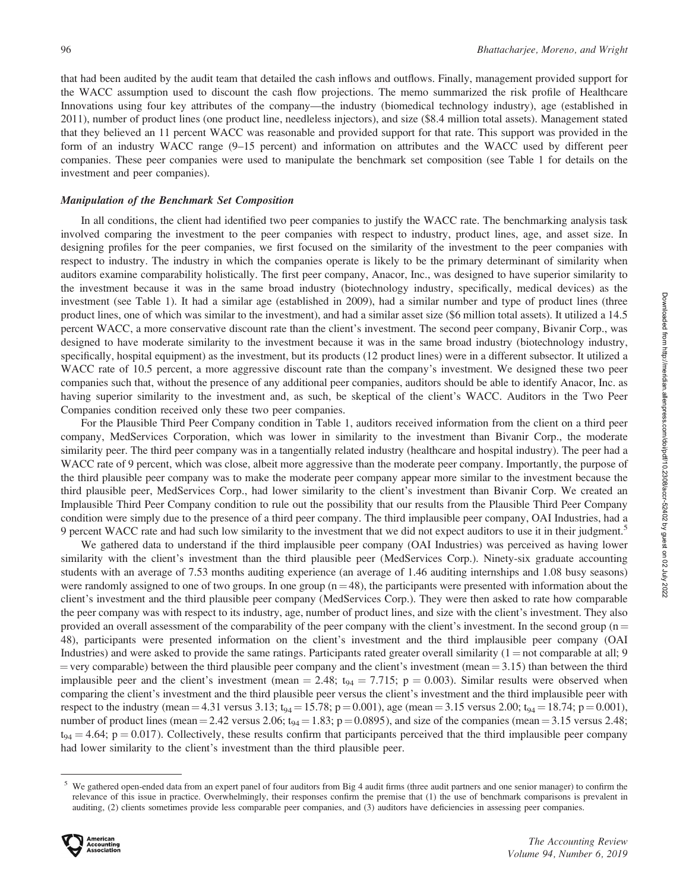that had been audited by the audit team that detailed the cash inflows and outflows. Finally, management provided support for the WACC assumption used to discount the cash flow projections. The memo summarized the risk profile of Healthcare Innovations using four key attributes of the company—the industry (biomedical technology industry), age (established in 2011), number of product lines (one product line, needleless injectors), and size ($8.4 million total assets). Management stated that they believed an 11 percent WACC was reasonable and provided support for that rate. This support was provided in the form of an industry WACC range (9–15 percent) and information on attributes and the WACC used by different peer companies. These peer companies were used to manipulate the benchmark set composition (see Table 1 for details on the investment and peer companies).

### *Manipulation of the Benchmark Set Composition*

In all conditions, the client had identified two peer companies to justify the WACC rate. The benchmarking analysis task involved comparing the investment to the peer companies with respect to industry, product lines, age, and asset size. In designing profiles for the peer companies, we first focused on the similarity of the investment to the peer companies with respect to industry. The industry in which the companies operate is likely to be the primary determinant of similarity when auditors examine comparability holistically. The first peer company, Anacor, Inc., was designed to have superior similarity to the investment because it was in the same broad industry (biotechnology industry, specifically, medical devices) as the investment (see Table 1). It had a similar age (established in 2009), had a similar number and type of product lines (three product lines, one of which was similar to the investment), and had a similar asset size ($6 million total assets). It utilized a 14.5 percent WACC, a more conservative discount rate than the client's investment. The second peer company, Bivanir Corp., was designed to have moderate similarity to the investment because it was in the same broad industry (biotechnology industry, specifically, hospital equipment) as the investment, but its products (12 product lines) were in a different subsector. It utilized a WACC rate of 10.5 percent, a more aggressive discount rate than the company's investment. We designed these two peer companies such that, without the presence of any additional peer companies, auditors should be able to identify Anacor, Inc. as having superior similarity to the investment and, as such, be skeptical of the client's WACC. Auditors in the Two Peer Companies condition received only these two peer companies.

For the Plausible Third Peer Company condition in Table 1, auditors received information from the client on a third peer company, MedServices Corporation, which was lower in similarity to the investment than Bivanir Corp., the moderate similarity peer. The third peer company was in a tangentially related industry (healthcare and hospital industry). The peer had a WACC rate of 9 percent, which was close, albeit more aggressive than the moderate peer company. Importantly, the purpose of the third plausible peer company was to make the moderate peer company appear more similar to the investment because the third plausible peer, MedServices Corp., had lower similarity to the client's investment than Bivanir Corp. We created an Implausible Third Peer Company condition to rule out the possibility that our results from the Plausible Third Peer Company condition were simply due to the presence of a third peer company. The third implausible peer company, OAI Industries, had a 9 percent WACC rate and had such low similarity to the investment that we did not expect auditors to use it in their judgment.[5]

We gathered data to understand if the third implausible peer company (OAI Industries) was perceived as having lower similarity with the client's investment than the third plausible peer (MedServices Corp.). Ninety-six graduate accounting students with an average of 7.53 months auditing experience (an average of 1.46 auditing internships and 1.08 busy seasons) were randomly assigned to one of two groups. In one group ($n = 48$), the participants were presented with information about the client's investment and the third plausible peer company (MedServices Corp.). They were then asked to rate how comparable the peer company was with respect to its industry, age, number of product lines, and size with the client's investment. They also provided an overall assessment of the comparability of the peer company with the client's investment. In the second group ($n = 48$), participants were presented information on the client's investment and the third implausible peer company (OAI Industries) and were asked to provide the same ratings. Participants rated greater overall similarity (1 = not comparable at all; 9 = very comparable) between the third plausible peer company and the client's investment (mean = 3.15) than between the third implausible peer and the client's investment (mean = 2.48; $t_{94} = 7.715$; $p = 0.003$). Similar results were observed when comparing the client's investment and the third plausible peer versus the client's investment and the third implausible peer with respect to the industry (mean = 4.31 versus 3.13; $t_{94} = 15.78$; $p = 0.001$), age (mean = 3.15 versus 2.00; $t_{94} = 18.74$; $p = 0.001$), number of product lines (mean = 2.42 versus 2.06; $t_{94} = 1.83$; $p = 0.0895$), and size of the companies (mean = 3.15 versus 2.48; $t_{94} = 4.64$; $p = 0.017$). Collectively, these results confirm that participants perceived that the third implausible peer company had lower similarity to the client's investment than the third plausible peer.

[5] We gathered open-ended data from an expert panel of four auditors from Big 4 audit firms (three audit partners and one senior manager) to confirm the relevance of this issue in practice. Overwhelmingly, their responses confirm the premise that (1) the use of benchmark comparisons is prevalent in auditing, (2) clients sometimes provide less comparable peer companies, and (3) auditors have deficiencies in assessing peer companies.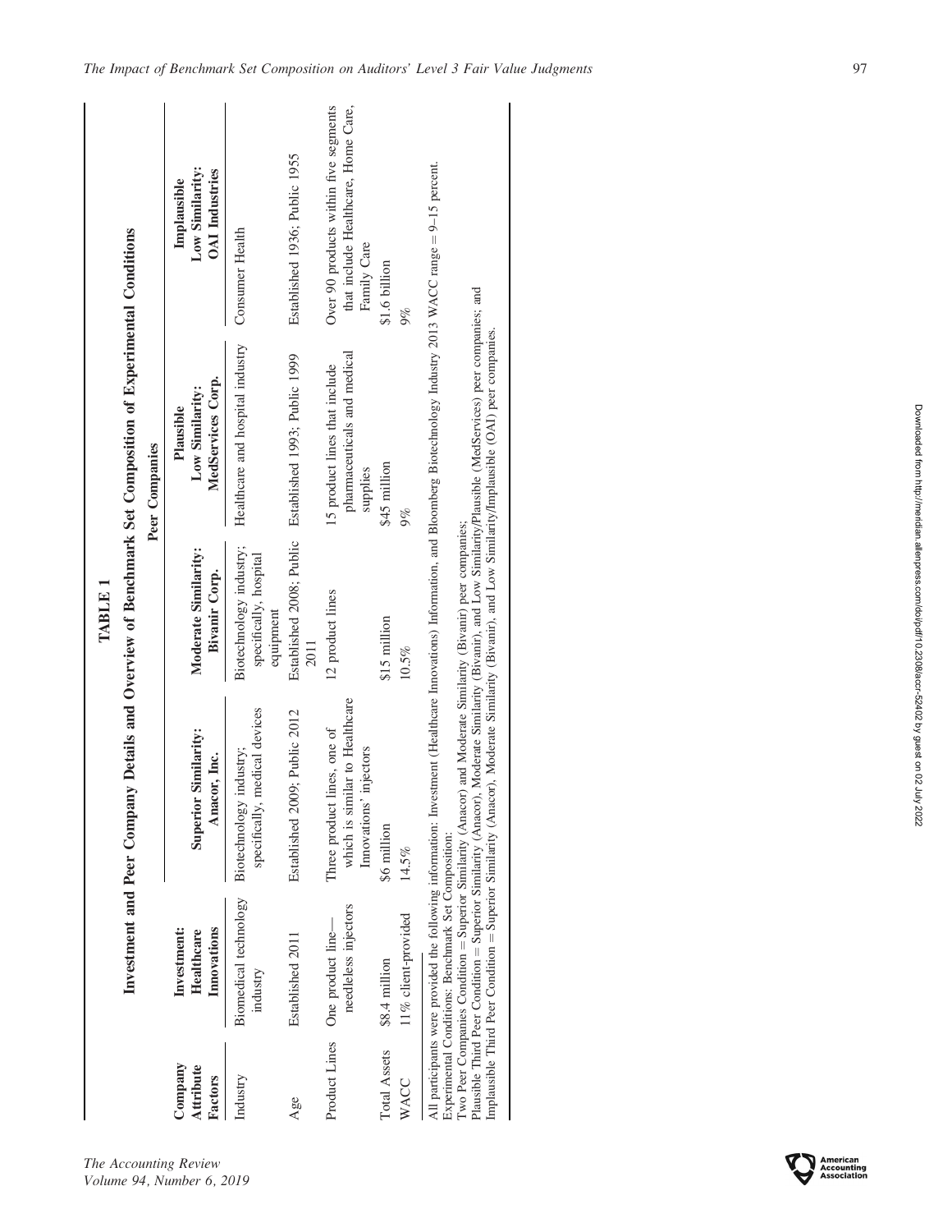**TABLE 1**

**Investment and Peer Company Details and Overview of Benchmark Set Composition of Experimental Conditions**

| Company Attribute Factors | Investment: Healthcare Innovations | Peer Companies: Superior Similarity: Anacor, Inc. | Peer Companies: Moderate Similarity: Bivanir Corp. | Peer Companies: Plausible Low Similarity: MedServices Corp. | Peer Companies: Implausible Low Similarity: OAI Industries |
|---|---|---|---|---|---|
| Industry | Biomedical technology industry | Biotechnology industry; specifically, medical devices | Biotechnology industry; specifically, hospital equipment | Healthcare and hospital industry | Consumer Health |
| Age | Established 2011 | Established 2009; Public 2012 | Established 2008; Public 2011 | Established 1993; Public 1999 | Established 1936; Public 1955 |
| Product Lines | One product line—needleless injectors | Three product lines, one of which is similar to Healthcare Innovations' injectors | 12 product lines | 15 product lines that include pharmaceuticals and medical supplies | Over 90 products within five segments that include Healthcare, Home Care, Family Care |
| Total Assets | \$8.4 million | \$6 million | \$15 million | \$45 million | \$1.6 billion |
| WACC | 11% client-provided | 14.5% | 10.5% | 9% | 9% |

All participants were provided the following information: Investment (Healthcare Innovations) Information, and Bloomberg Biotechnology Industry 2013 WACC range = 9–15 percent.
Experimental Conditions: Benchmark Set Composition:
Two Peer Companies Condition = Superior Similarity (Anacor) and Moderate Similarity (Bivanir) peer companies;
Plausible Third Peer Condition = Superior Similarity (Anacor), Moderate Similarity (Bivanir), and Low Similarity/Plausible (MedServices) peer companies; and
Implausible Third Peer Condition = Superior Similarity (Anacor), Moderate Similarity (Bivanir), and Low Similarity/Implausible (OAI) peer companies.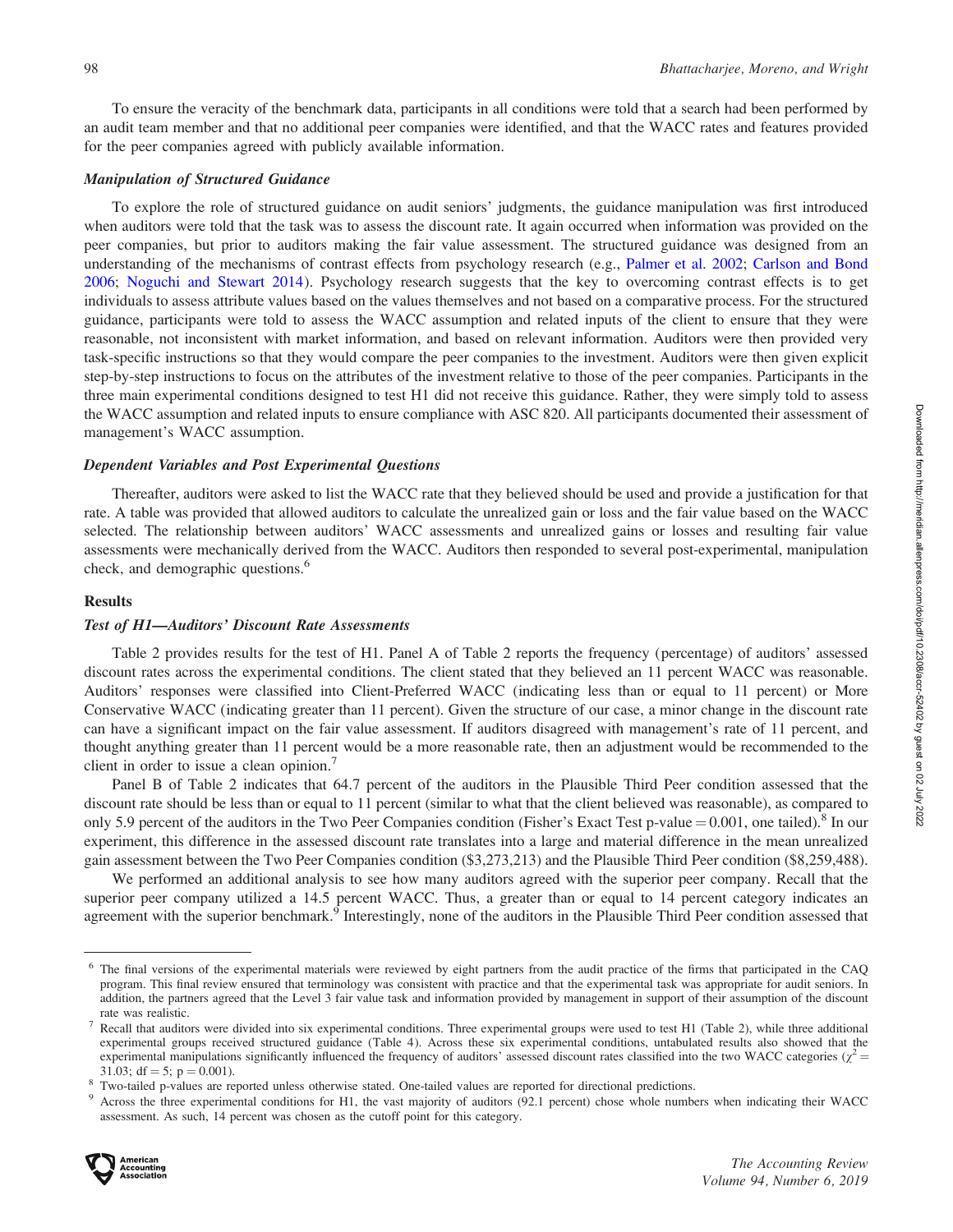To ensure the veracity of the benchmark data, participants in all conditions were told that a search had been performed by an audit team member and that no additional peer companies were identified, and that the WACC rates and features provided for the peer companies agreed with publicly available information.

### *Manipulation of Structured Guidance*

To explore the role of structured guidance on audit seniors' judgments, the guidance manipulation was first introduced when auditors were told that the task was to assess the discount rate. It again occurred when information was provided on the peer companies, but prior to auditors making the fair value assessment. The structured guidance was designed from an understanding of the mechanisms of contrast effects from psychology research (e.g., Palmer et al. 2002; Carlson and Bond 2006; Noguchi and Stewart 2014). Psychology research suggests that the key to overcoming contrast effects is to get individuals to assess attribute values based on the values themselves and not based on a comparative process. For the structured guidance, participants were told to assess the WACC assumption and related inputs of the client to ensure that they were reasonable, not inconsistent with market information, and based on relevant information. Auditors were then provided very task-specific instructions so that they would compare the peer companies to the investment. Auditors were then given explicit step-by-step instructions to focus on the attributes of the investment relative to those of the peer companies. Participants in the three main experimental conditions designed to test H1 did not receive this guidance. Rather, they were simply told to assess the WACC assumption and related inputs to ensure compliance with ASC 820. All participants documented their assessment of management's WACC assumption.

### *Dependent Variables and Post Experimental Questions*

Thereafter, auditors were asked to list the WACC rate that they believed should be used and provide a justification for that rate. A table was provided that allowed auditors to calculate the unrealized gain or loss and the fair value based on the WACC selected. The relationship between auditors' WACC assessments and unrealized gains or losses and resulting fair value assessments were mechanically derived from the WACC. Auditors then responded to several post-experimental, manipulation check, and demographic questions.[6]

## Results

### *Test of H1—Auditors' Discount Rate Assessments*

Table 2 provides results for the test of H1. Panel A of Table 2 reports the frequency (percentage) of auditors' assessed discount rates across the experimental conditions. The client stated that they believed an 11 percent WACC was reasonable. Auditors' responses were classified into Client-Preferred WACC (indicating less than or equal to 11 percent) or More Conservative WACC (indicating greater than 11 percent). Given the structure of our case, a minor change in the discount rate can have a significant impact on the fair value assessment. If auditors disagreed with management's rate of 11 percent, and thought anything greater than 11 percent would be a more reasonable rate, then an adjustment would be recommended to the client in order to issue a clean opinion.[7]

Panel B of Table 2 indicates that 64.7 percent of the auditors in the Plausible Third Peer condition assessed that the discount rate should be less than or equal to 11 percent (similar to what that the client believed was reasonable), as compared to only 5.9 percent of the auditors in the Two Peer Companies condition (Fisher's Exact Test p-value $= 0.001$, one tailed).[8] In our experiment, this difference in the assessed discount rate translates into a large and material difference in the mean unrealized gain assessment between the Two Peer Companies condition ($3,273,213) and the Plausible Third Peer condition ($8,259,488).

We performed an additional analysis to see how many auditors agreed with the superior peer company. Recall that the superior peer company utilized a 14.5 percent WACC. Thus, a greater than or equal to 14 percent category indicates an agreement with the superior benchmark.[9] Interestingly, none of the auditors in the Plausible Third Peer condition assessed that

---

[6] The final versions of the experimental materials were reviewed by eight partners from the audit practice of the firms that participated in the CAQ program. This final review ensured that terminology was consistent with practice and that the experimental task was appropriate for audit seniors. In addition, the partners agreed that the Level 3 fair value task and information provided by management in support of their assumption of the discount rate was realistic.

[7] Recall that auditors were divided into six experimental conditions. Three experimental groups were used to test H1 (Table 2), while three additional experimental groups received structured guidance (Table 4). Across these six experimental conditions, untabulated results also showed that the experimental manipulations significantly influenced the frequency of auditors' assessed discount rates classified into the two WACC categories ($\chi^2 = 31.03$; df $= 5$; $p = 0.001$).

[8] Two-tailed p-values are reported unless otherwise stated. One-tailed values are reported for directional predictions.

[9] Across the three experimental conditions for H1, the vast majority of auditors (92.1 percent) chose whole numbers when indicating their WACC assessment. As such, 14 percent was chosen as the cutoff point for this category.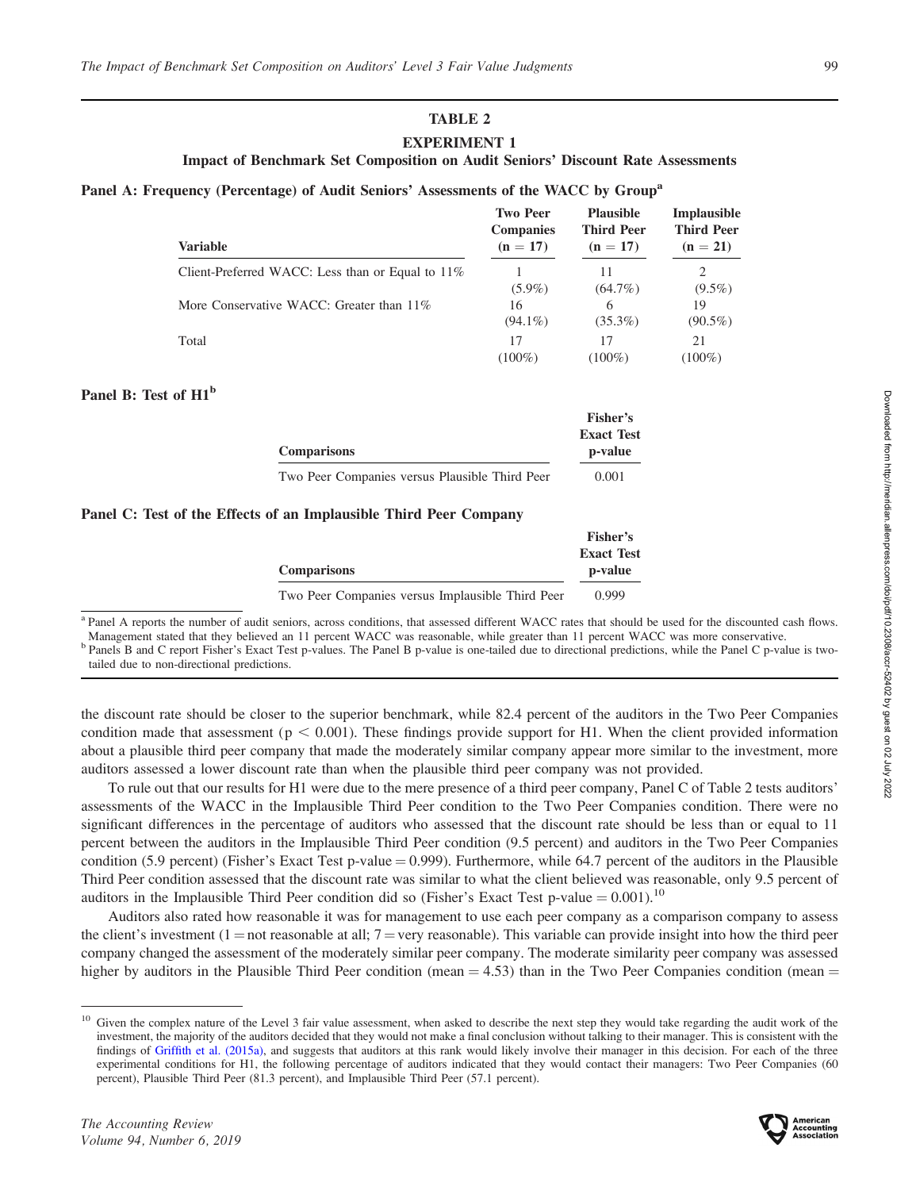**TABLE 2**

**EXPERIMENT 1**

**Impact of Benchmark Set Composition on Audit Seniors' Discount Rate Assessments**

**Panel A: Frequency (Percentage) of Audit Seniors' Assessments of the WACC by Group[a]**

| Variable | Two Peer Companies (n = 17) | Plausible Third Peer (n = 17) | Implausible Third Peer (n = 21) |
|---|---|---|---|
| Client-Preferred WACC: Less than or Equal to 11% | 1 (5.9%) | 11 (64.7%) | 2 (9.5%) |
| More Conservative WACC: Greater than 11% | 16 (94.1%) | 6 (35.3%) | 19 (90.5%) |
| Total | 17 (100%) | 17 (100%) | 21 (100%) |

**Panel B: Test of H1[b]**

| Comparisons | Fisher's Exact Test p-value |
|---|---|
| Two Peer Companies versus Plausible Third Peer | 0.001 |

**Panel C: Test of the Effects of an Implausible Third Peer Company**

| Comparisons | Fisher's Exact Test p-value |
|---|---|
| Two Peer Companies versus Implausible Third Peer | 0.999 |

[a] Panel A reports the number of audit seniors, across conditions, that assessed different WACC rates that should be used for the discounted cash flows. Management stated that they believed an 11 percent WACC was reasonable, while greater than 11 percent WACC was more conservative.

[b] Panels B and C report Fisher's Exact Test p-values. The Panel B p-value is one-tailed due to directional predictions, while the Panel C p-value is two-tailed due to non-directional predictions.

the discount rate should be closer to the superior benchmark, while 82.4 percent of the auditors in the Two Peer Companies condition made that assessment ($p < 0.001$). These findings provide support for H1. When the client provided information about a plausible third peer company that made the moderately similar company appear more similar to the investment, more auditors assessed a lower discount rate than when the plausible third peer company was not provided.

To rule out that our results for H1 were due to the mere presence of a third peer company, Panel C of Table 2 tests auditors' assessments of the WACC in the Implausible Third Peer condition to the Two Peer Companies condition. There were no significant differences in the percentage of auditors who assessed that the discount rate should be less than or equal to 11 percent between the auditors in the Implausible Third Peer condition (9.5 percent) and auditors in the Two Peer Companies condition (5.9 percent) (Fisher's Exact Test p-value = 0.999). Furthermore, while 64.7 percent of the auditors in the Plausible Third Peer condition assessed that the discount rate was similar to what the client believed was reasonable, only 9.5 percent of auditors in the Implausible Third Peer condition did so (Fisher's Exact Test p-value = 0.001).[10]

Auditors also rated how reasonable it was for management to use each peer company as a comparison company to assess the client's investment (1 = not reasonable at all; 7 = very reasonable). This variable can provide insight into how the third peer company changed the assessment of the moderately similar peer company. The moderate similarity peer company was assessed higher by auditors in the Plausible Third Peer condition (mean = 4.53) than in the Two Peer Companies condition (mean =

[10] Given the complex nature of the Level 3 fair value assessment, when asked to describe the next step they would take regarding the audit work of the investment, the majority of the auditors decided that they would not make a final conclusion without talking to their manager. This is consistent with the findings of Griffith et al. (2015a), and suggests that auditors at this rank would likely involve their manager in this decision. For each of the three experimental conditions for H1, the following percentage of auditors indicated that they would contact their managers: Two Peer Companies (60 percent), Plausible Third Peer (81.3 percent), and Implausible Third Peer (57.1 percent).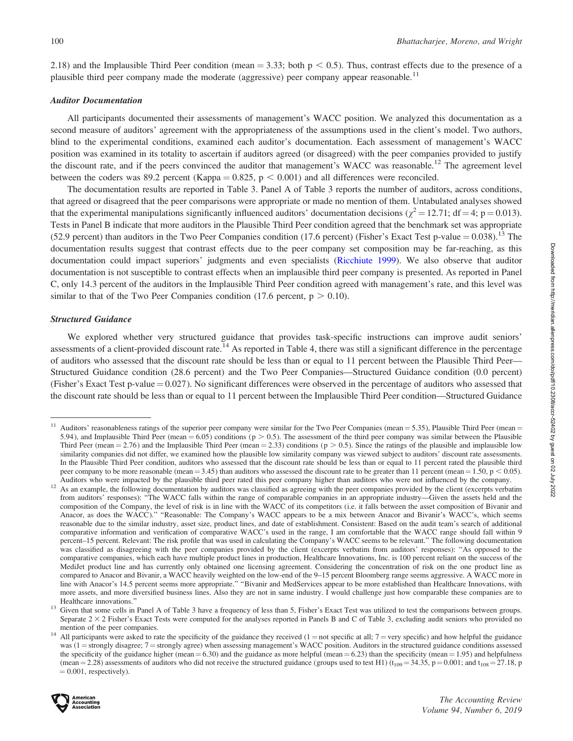2.18) and the Implausible Third Peer condition (mean = 3.33; both $p < 0.5$). Thus, contrast effects due to the presence of a plausible third peer company made the moderate (aggressive) peer company appear reasonable.[11]

### *Auditor Documentation*

All participants documented their assessments of management's WACC position. We analyzed this documentation as a second measure of auditors' agreement with the appropriateness of the assumptions used in the client's model. Two authors, blind to the experimental conditions, examined each auditor's documentation. Each assessment of management's WACC position was examined in its totality to ascertain if auditors agreed (or disagreed) with the peer companies provided to justify the discount rate, and if the peers convinced the auditor that management's WACC was reasonable.[12] The agreement level between the coders was 89.2 percent (Kappa = 0.825, $p < 0.001$) and all differences were reconciled.

The documentation results are reported in Table 3. Panel A of Table 3 reports the number of auditors, across conditions, that agreed or disagreed that the peer comparisons were appropriate or made no mention of them. Untabulated analyses showed that the experimental manipulations significantly influenced auditors' documentation decisions ($\chi^2 = 12.71$; df = 4; $p = 0.013$). Tests in Panel B indicate that more auditors in the Plausible Third Peer condition agreed that the benchmark set was appropriate (52.9 percent) than auditors in the Two Peer Companies condition (17.6 percent) (Fisher's Exact Test p-value = 0.038).[13] The documentation results suggest that contrast effects due to the peer company set composition may be far-reaching, as this documentation could impact superiors' judgments and even specialists (Ricchiute 1999). We also observe that auditor documentation is not susceptible to contrast effects when an implausible third peer company is presented. As reported in Panel C, only 14.3 percent of the auditors in the Implausible Third Peer condition agreed with management's rate, and this level was similar to that of the Two Peer Companies condition (17.6 percent, $p > 0.10$).

### *Structured Guidance*

We explored whether very structured guidance that provides task-specific instructions can improve audit seniors' assessments of a client-provided discount rate.[14] As reported in Table 4, there was still a significant difference in the percentage of auditors who assessed that the discount rate should be less than or equal to 11 percent between the Plausible Third Peer—Structured Guidance condition (28.6 percent) and the Two Peer Companies—Structured Guidance condition (0.0 percent) (Fisher's Exact Test p-value = 0.027). No significant differences were observed in the percentage of auditors who assessed that the discount rate should be less than or equal to 11 percent between the Implausible Third Peer condition—Structured Guidance

---

[11] Auditors' reasonableness ratings of the superior peer company were similar for the Two Peer Companies (mean = 5.35), Plausible Third Peer (mean = 5.94), and Implausible Third Peer (mean = 6.05) conditions ($p > 0.5$). The assessment of the third peer company was similar between the Plausible Third Peer (mean = 2.76) and the Implausible Third Peer (mean = 2.33) conditions ($p > 0.5$). Since the ratings of the plausible and implausible low similarity companies did not differ, we examined how the plausible low similarity company was viewed subject to auditors' discount rate assessments. In the Plausible Third Peer condition, auditors who assessed that the discount rate should be less than or equal to 11 percent rated the plausible third peer company to be more reasonable (mean = 3.45) than auditors who assessed the discount rate to be greater than 11 percent (mean = 1.50, $p < 0.05$). Auditors who were impacted by the plausible third peer rated this peer company higher than auditors who were not influenced by the company.

[12] As an example, the following documentation by auditors was classified as agreeing with the peer companies provided by the client (excerpts verbatim from auditors' responses): "The WACC falls within the range of comparable companies in an appropriate industry—Given the assets held and the composition of the Company, the level of risk is in line with the WACC of its competitors (i.e. it falls between the asset composition of Bivanir and Anacor, as does the WACC)." "Reasonable: The Company's WACC appears to be a mix between Anacor and Bivanir's WACC's, which seems reasonable due to the similar industry, asset size, product lines, and date of establishment. Consistent: Based on the audit team's search of additional comparative information and verification of comparative WACC's used in the range, I am comfortable that the WACC range should fall within 9 percent–15 percent. Relevant: The risk profile that was used in calculating the Company's WACC seems to be relevant." The following documentation was classified as disagreeing with the peer companies provided by the client (excerpts verbatim from auditors' responses): "As opposed to the comparative companies, which each have multiple product lines in production, Healthcare Innovations, Inc. is 100 percent reliant on the success of the MediJet product line and has currently only obtained one licensing agreement. Considering the concentration of risk on the one product line as compared to Anacor and Bivanir, a WACC heavily weighted on the low-end of the 9–15 percent Bloomberg range seems aggressive. A WACC more in line with Anacor's 14.5 percent seems more appropriate." "Bivanir and MedServices appear to be more established than Healthcare Innovations, with more assets, and more diversified business lines. Also they are not in same industry. I would challenge just how comparable these companies are to Healthcare innovations."

[13] Given that some cells in Panel A of Table 3 have a frequency of less than 5, Fisher's Exact Test was utilized to test the comparisons between groups. Separate $2 \times 2$ Fisher's Exact Tests were computed for the analyses reported in Panels B and C of Table 3, excluding audit seniors who provided no mention of the peer companies.

[14] All participants were asked to rate the specificity of the guidance they received (1 = not specific at all; 7 = very specific) and how helpful the guidance was (1 = strongly disagree; 7 = strongly agree) when assessing management's WACC position. Auditors in the structured guidance conditions assessed the specificity of the guidance higher (mean = 6.30) and the guidance as more helpful (mean = 6.23) than the specificity (mean = 1.95) and helpfulness (mean = 2.28) assessments of auditors who did not receive the structured guidance (groups used to test H1) ($t_{109} = 34.35$, $p = 0.001$; and $t_{108} = 27.18$, $p = 0.001$, respectively).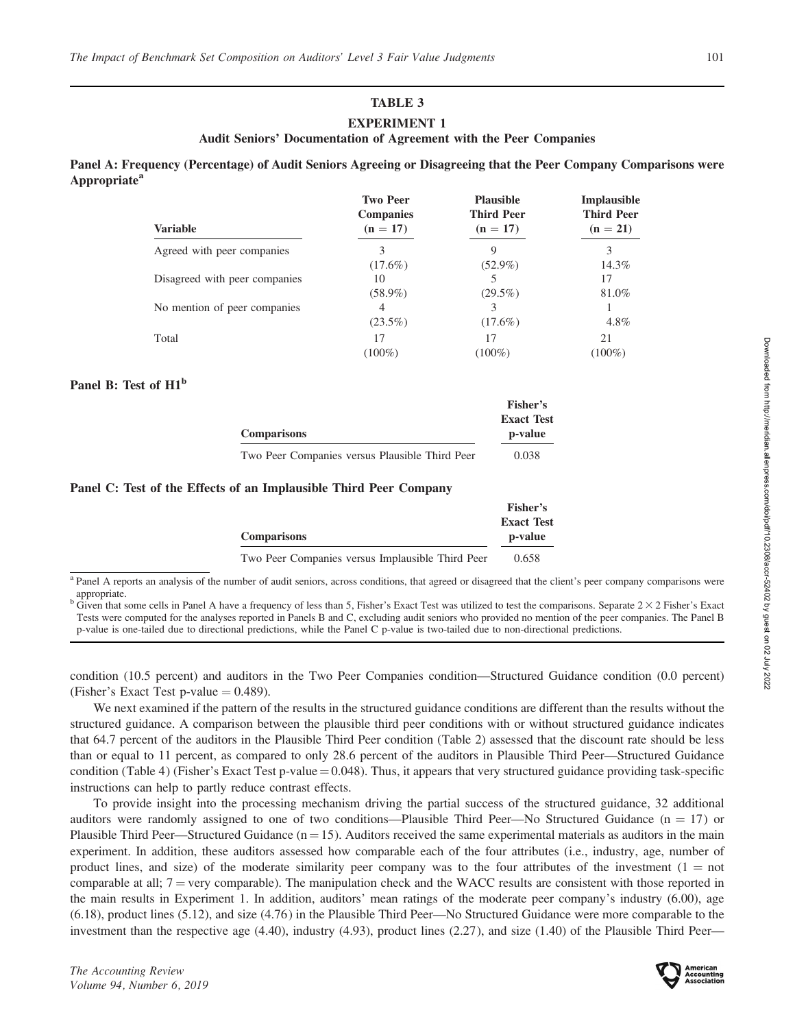## TABLE 3

## EXPERIMENT 1

### Audit Seniors' Documentation of Agreement with the Peer Companies

**Panel A: Frequency (Percentage) of Audit Seniors Agreeing or Disagreeing that the Peer Company Comparisons were Appropriate[a]**

| Variable | Two Peer Companies (n = 17) | Plausible Third Peer (n = 17) | Implausible Third Peer (n = 21) |
|---|---|---|---|
| Agreed with peer companies | 3 (17.6%) | 9 (52.9%) | 3 14.3% |
| Disagreed with peer companies | 10 (58.9%) | 5 (29.5%) | 17 81.0% |
| No mention of peer companies | 4 (23.5%) | 3 (17.6%) | 1 4.8% |
| Total | 17 (100%) | 17 (100%) | 21 (100%) |

**Panel B: Test of H1[b]**

| Comparisons | Fisher's Exact Test p-value |
|---|---|
| Two Peer Companies versus Plausible Third Peer | 0.038 |

**Panel C: Test of the Effects of an Implausible Third Peer Company**

| Comparisons | Fisher's Exact Test p-value |
|---|---|
| Two Peer Companies versus Implausible Third Peer | 0.658 |

[a] Panel A reports an analysis of the number of audit seniors, across conditions, that agreed or disagreed that the client's peer company comparisons were appropriate.

[b] Given that some cells in Panel A have a frequency of less than 5, Fisher's Exact Test was utilized to test the comparisons. Separate $2 \times 2$ Fisher's Exact Tests were computed for the analyses reported in Panels B and C, excluding audit seniors who provided no mention of the peer companies. The Panel B p-value is one-tailed due to directional predictions, while the Panel C p-value is two-tailed due to non-directional predictions.

condition (10.5 percent) and auditors in the Two Peer Companies condition—Structured Guidance condition (0.0 percent) (Fisher's Exact Test p-value = 0.489).

We next examined if the pattern of the results in the structured guidance conditions are different than the results without the structured guidance. A comparison between the plausible third peer conditions with or without structured guidance indicates that 64.7 percent of the auditors in the Plausible Third Peer condition (Table 2) assessed that the discount rate should be less than or equal to 11 percent, as compared to only 28.6 percent of the auditors in Plausible Third Peer—Structured Guidance condition (Table 4) (Fisher's Exact Test p-value = 0.048). Thus, it appears that very structured guidance providing task-specific instructions can help to partly reduce contrast effects.

To provide insight into the processing mechanism driving the partial success of the structured guidance, 32 additional auditors were randomly assigned to one of two conditions—Plausible Third Peer—No Structured Guidance (n = 17) or Plausible Third Peer—Structured Guidance (n = 15). Auditors received the same experimental materials as auditors in the main experiment. In addition, these auditors assessed how comparable each of the four attributes (i.e., industry, age, number of product lines, and size) of the moderate similarity peer company was to the four attributes of the investment (1 = not comparable at all; 7 = very comparable). The manipulation check and the WACC results are consistent with those reported in the main results in Experiment 1. In addition, auditors' mean ratings of the moderate peer company's industry (6.00), age (6.18), product lines (5.12), and size (4.76) in the Plausible Third Peer—No Structured Guidance were more comparable to the investment than the respective age (4.40), industry (4.93), product lines (2.27), and size (1.40) of the Plausible Third Peer—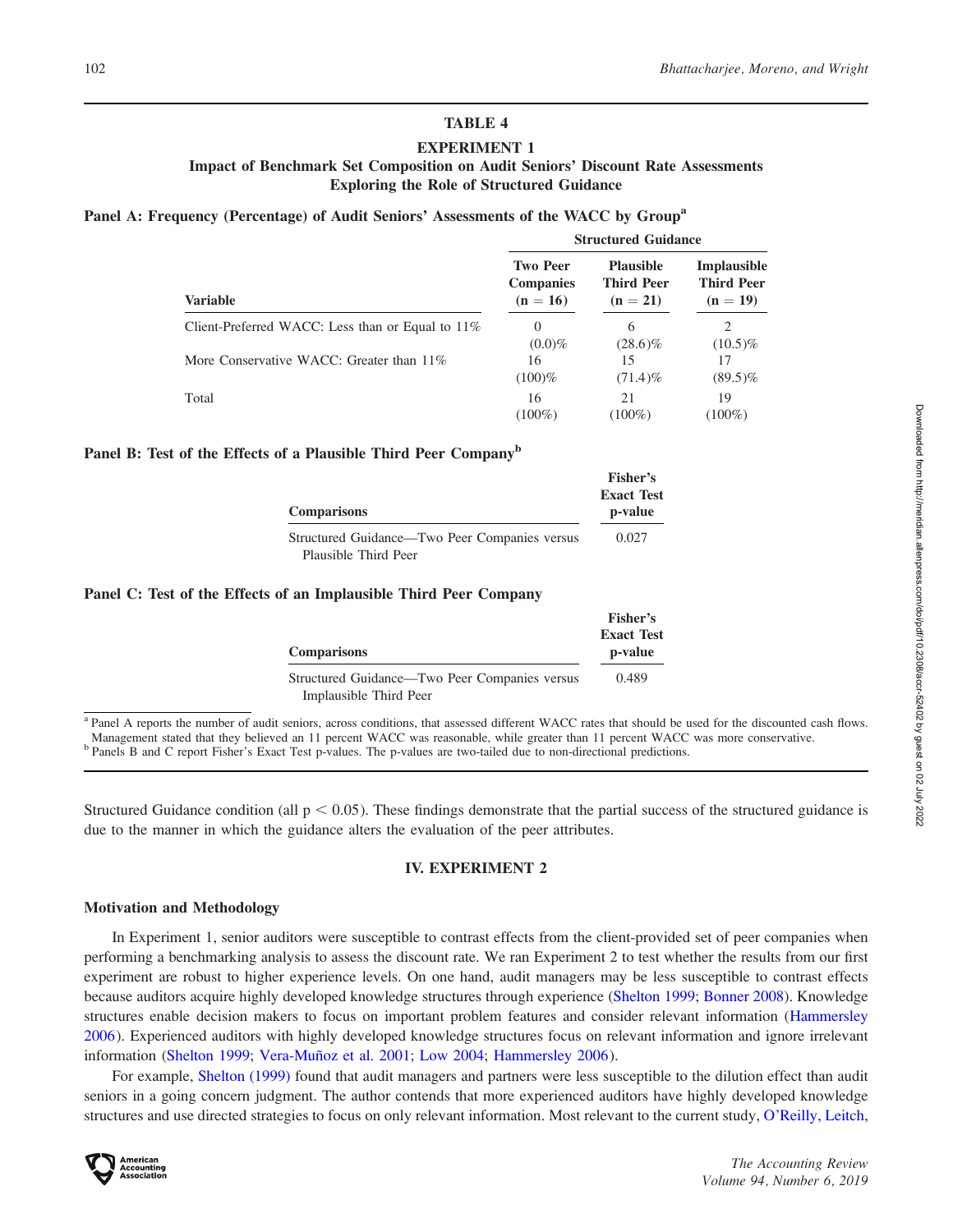**TABLE 4**

**EXPERIMENT 1**

**Impact of Benchmark Set Composition on Audit Seniors' Discount Rate Assessments Exploring the Role of Structured Guidance**

**Panel A: Frequency (Percentage) of Audit Seniors' Assessments of the WACC by Group[a]**

| | Structured Guidance | | |
|---|---|---|---|
| **Variable** | **Two Peer Companies (n = 16)** | **Plausible Third Peer (n = 21)** | **Implausible Third Peer (n = 19)** |
| Client-Preferred WACC: Less than or Equal to 11% | 0 (0.0)% | 6 (28.6)% | 2 (10.5)% |
| More Conservative WACC: Greater than 11% | 16 (100)% | 15 (71.4)% | 17 (89.5)% |
| Total | 16 (100%) | 21 (100%) | 19 (100%) |

**Panel B: Test of the Effects of a Plausible Third Peer Company[b]**

| Comparisons | Fisher's Exact Test p-value |
|---|---|
| Structured Guidance—Two Peer Companies versus Plausible Third Peer | 0.027 |

**Panel C: Test of the Effects of an Implausible Third Peer Company**

| Comparisons | Fisher's Exact Test p-value |
|---|---|
| Structured Guidance—Two Peer Companies versus Implausible Third Peer | 0.489 |

[a] Panel A reports the number of audit seniors, across conditions, that assessed different WACC rates that should be used for the discounted cash flows. Management stated that they believed an 11 percent WACC was reasonable, while greater than 11 percent WACC was more conservative.

[b] Panels B and C report Fisher's Exact Test p-values. The p-values are two-tailed due to non-directional predictions.

Structured Guidance condition (all $p < 0.05$). These findings demonstrate that the partial success of the structured guidance is due to the manner in which the guidance alters the evaluation of the peer attributes.

## IV. EXPERIMENT 2

### Motivation and Methodology

In Experiment 1, senior auditors were susceptible to contrast effects from the client-provided set of peer companies when performing a benchmarking analysis to assess the discount rate. We ran Experiment 2 to test whether the results from our first experiment are robust to higher experience levels. On one hand, audit managers may be less susceptible to contrast effects because auditors acquire highly developed knowledge structures through experience (Shelton 1999; Bonner 2008). Knowledge structures enable decision makers to focus on important problem features and consider relevant information (Hammersley 2006). Experienced auditors with highly developed knowledge structures focus on relevant information and ignore irrelevant information (Shelton 1999; Vera-Muñoz et al. 2001; Low 2004; Hammersley 2006).

For example, Shelton (1999) found that audit managers and partners were less susceptible to the dilution effect than audit seniors in a going concern judgment. The author contends that more experienced auditors have highly developed knowledge structures and use directed strategies to focus on only relevant information. Most relevant to the current study, O'Reilly, Leitch,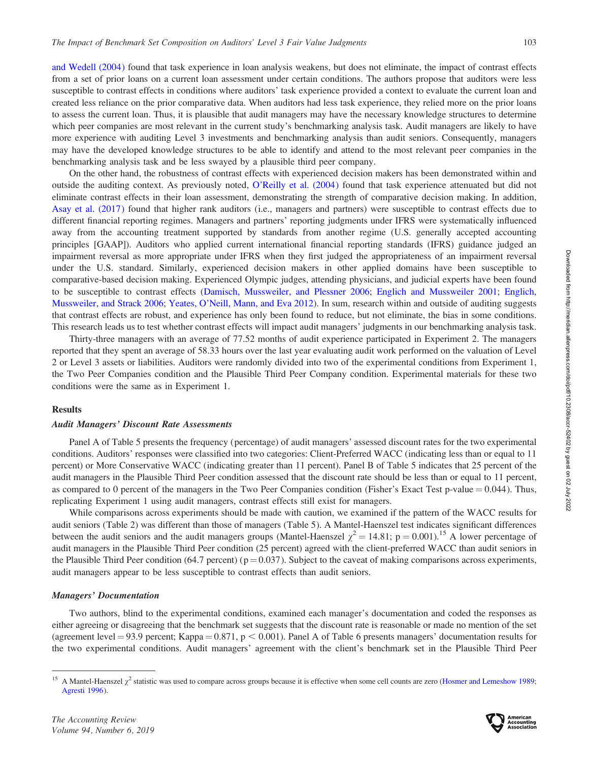and Wedell (2004) found that task experience in loan analysis weakens, but does not eliminate, the impact of contrast effects from a set of prior loans on a current loan assessment under certain conditions. The authors propose that auditors were less susceptible to contrast effects in conditions where auditors' task experience provided a context to evaluate the current loan and created less reliance on the prior comparative data. When auditors had less task experience, they relied more on the prior loans to assess the current loan. Thus, it is plausible that audit managers may have the necessary knowledge structures to determine which peer companies are most relevant in the current study's benchmarking analysis task. Audit managers are likely to have more experience with auditing Level 3 investments and benchmarking analysis than audit seniors. Consequently, managers may have the developed knowledge structures to be able to identify and attend to the most relevant peer companies in the benchmarking analysis task and be less swayed by a plausible third peer company.

On the other hand, the robustness of contrast effects with experienced decision makers has been demonstrated within and outside the auditing context. As previously noted, O'Reilly et al. (2004) found that task experience attenuated but did not eliminate contrast effects in their loan assessment, demonstrating the strength of comparative decision making. In addition, Asay et al. (2017) found that higher rank auditors (i.e., managers and partners) were susceptible to contrast effects due to different financial reporting regimes. Managers and partners' reporting judgments under IFRS were systematically influenced away from the accounting treatment supported by standards from another regime (U.S. generally accepted accounting principles [GAAP]). Auditors who applied current international financial reporting standards (IFRS) guidance judged an impairment reversal as more appropriate under IFRS when they first judged the appropriateness of an impairment reversal under the U.S. standard. Similarly, experienced decision makers in other applied domains have been susceptible to comparative-based decision making. Experienced Olympic judges, attending physicians, and judicial experts have been found to be susceptible to contrast effects (Damisch, Mussweiler, and Plessner 2006; Englich and Mussweiler 2001; Englich, Mussweiler, and Strack 2006; Yeates, O'Neill, Mann, and Eva 2012). In sum, research within and outside of auditing suggests that contrast effects are robust, and experience has only been found to reduce, but not eliminate, the bias in some conditions. This research leads us to test whether contrast effects will impact audit managers' judgments in our benchmarking analysis task.

Thirty-three managers with an average of 77.52 months of audit experience participated in Experiment 2. The managers reported that they spent an average of 58.33 hours over the last year evaluating audit work performed on the valuation of Level 2 or Level 3 assets or liabilities. Auditors were randomly divided into two of the experimental conditions from Experiment 1, the Two Peer Companies condition and the Plausible Third Peer Company condition. Experimental materials for these two conditions were the same as in Experiment 1.

### Results

#### *Audit Managers' Discount Rate Assessments*

Panel A of Table 5 presents the frequency (percentage) of audit managers' assessed discount rates for the two experimental conditions. Auditors' responses were classified into two categories: Client-Preferred WACC (indicating less than or equal to 11 percent) or More Conservative WACC (indicating greater than 11 percent). Panel B of Table 5 indicates that 25 percent of the audit managers in the Plausible Third Peer condition assessed that the discount rate should be less than or equal to 11 percent, as compared to 0 percent of the managers in the Two Peer Companies condition (Fisher's Exact Test p-value $= 0.044$). Thus, replicating Experiment 1 using audit managers, contrast effects still exist for managers.

While comparisons across experiments should be made with caution, we examined if the pattern of the WACC results for audit seniors (Table 2) was different than those of managers (Table 5). A Mantel-Haenszel test indicates significant differences between the audit seniors and the audit managers groups (Mantel-Haenszel $\chi^2 = 14.81$; $p = 0.001$).[15] A lower percentage of audit managers in the Plausible Third Peer condition (25 percent) agreed with the client-preferred WACC than audit seniors in the Plausible Third Peer condition (64.7 percent) ($p = 0.037$). Subject to the caveat of making comparisons across experiments, audit managers appear to be less susceptible to contrast effects than audit seniors.

#### *Managers' Documentation*

Two authors, blind to the experimental conditions, examined each manager's documentation and coded the responses as either agreeing or disagreeing that the benchmark set suggests that the discount rate is reasonable or made no mention of the set (agreement level $= 93.9$ percent; Kappa $= 0.871$, $p < 0.001$). Panel A of Table 6 presents managers' documentation results for the two experimental conditions. Audit managers' agreement with the client's benchmark set in the Plausible Third Peer

---

[15] A Mantel-Haenszel $\chi^2$ statistic was used to compare across groups because it is effective when some cell counts are zero (Hosmer and Lemeshow 1989; Agresti 1996).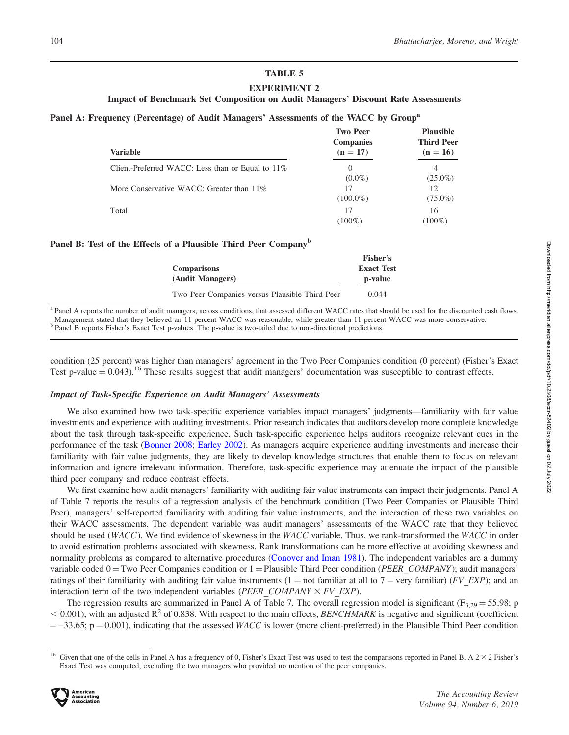## TABLE 5

### EXPERIMENT 2

### Impact of Benchmark Set Composition on Audit Managers' Discount Rate Assessments

**Panel A: Frequency (Percentage) of Audit Managers' Assessments of the WACC by Group**[a]

| Variable | Two Peer Companies (n = 17) | Plausible Third Peer (n = 16) |
|---|---|---|
| Client-Preferred WACC: Less than or Equal to 11% | 0 (0.0%) | 4 (25.0%) |
| More Conservative WACC: Greater than 11% | 17 (100.0%) | 12 (75.0%) |
| Total | 17 (100%) | 16 (100%) |

**Panel B: Test of the Effects of a Plausible Third Peer Company**[b]

| Comparisons (Audit Managers) | Fisher's Exact Test p-value |
|---|---|
| Two Peer Companies versus Plausible Third Peer | 0.044 |

[a] Panel A reports the number of audit managers, across conditions, that assessed different WACC rates that should be used for the discounted cash flows. Management stated that they believed an 11 percent WACC was reasonable, while greater than 11 percent WACC was more conservative.

[b] Panel B reports Fisher's Exact Test p-values. The p-value is two-tailed due to non-directional predictions.

condition (25 percent) was higher than managers' agreement in the Two Peer Companies condition (0 percent) (Fisher's Exact Test p-value = 0.043).[16] These results suggest that audit managers' documentation was susceptible to contrast effects.

### *Impact of Task-Specific Experience on Audit Managers' Assessments*

We also examined how two task-specific experience variables impact managers' judgments—familiarity with fair value investments and experience with auditing investments. Prior research indicates that auditors develop more complete knowledge about the task through task-specific experience. Such task-specific experience helps auditors recognize relevant cues in the performance of the task (Bonner 2008; Earley 2002). As managers acquire experience auditing investments and increase their familiarity with fair value judgments, they are likely to develop knowledge structures that enable them to focus on relevant information and ignore irrelevant information. Therefore, task-specific experience may attenuate the impact of the plausible third peer company and reduce contrast effects.

We first examine how audit managers' familiarity with auditing fair value instruments can impact their judgments. Panel A of Table 7 reports the results of a regression analysis of the benchmark condition (Two Peer Companies or Plausible Third Peer), managers' self-reported familiarity with auditing fair value instruments, and the interaction of these two variables on their WACC assessments. The dependent variable was audit managers' assessments of the WACC rate that they believed should be used (*WACC*). We find evidence of skewness in the *WACC* variable. Thus, we rank-transformed the *WACC* in order to avoid estimation problems associated with skewness. Rank transformations can be more effective at avoiding skewness and normality problems as compared to alternative procedures (Conover and Iman 1981). The independent variables are a dummy variable coded 0 = Two Peer Companies condition or 1 = Plausible Third Peer condition (*PEER_COMPANY*); audit managers' ratings of their familiarity with auditing fair value instruments (1 = not familiar at all to 7 = very familiar) (*FV_EXP*); and an interaction term of the two independent variables (*PEER_COMPANY* × *FV_EXP*).

The regression results are summarized in Panel A of Table 7. The overall regression model is significant ($F_{3,29} = 55.98$; $p < 0.001$), with an adjusted $R^2$ of 0.838. With respect to the main effects, *BENCHMARK* is negative and significant (coefficient = −33.65; p = 0.001), indicating that the assessed *WACC* is lower (more client-preferred) in the Plausible Third Peer condition

[16] Given that one of the cells in Panel A has a frequency of 0, Fisher's Exact Test was used to test the comparisons reported in Panel B. A 2 × 2 Fisher's Exact Test was computed, excluding the two managers who provided no mention of the peer companies.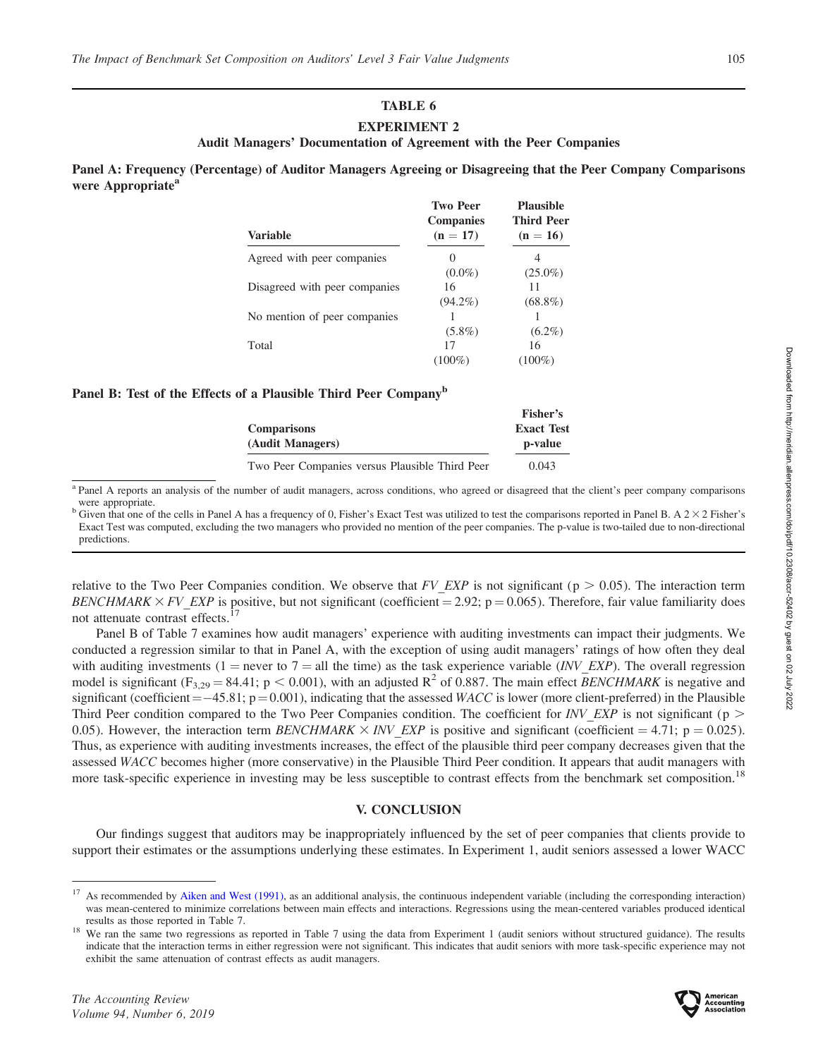## TABLE 6

### EXPERIMENT 2

### Audit Managers' Documentation of Agreement with the Peer Companies

**Panel A: Frequency (Percentage) of Auditor Managers Agreeing or Disagreeing that the Peer Company Comparisons were Appropriate[a]**

| Variable | Two Peer Companies (n = 17) | Plausible Third Peer (n = 16) |
|---|---|---|
| Agreed with peer companies | 0 (0.0%) | 4 (25.0%) |
| Disagreed with peer companies | 16 (94.2%) | 11 (68.8%) |
| No mention of peer companies | 1 (5.8%) | 1 (6.2%) |
| Total | 17 (100%) | 16 (100%) |

**Panel B: Test of the Effects of a Plausible Third Peer Company[b]**

| Comparisons (Audit Managers) | Fisher's Exact Test p-value |
|---|---|
| Two Peer Companies versus Plausible Third Peer | 0.043 |

[a] Panel A reports an analysis of the number of audit managers, across conditions, who agreed or disagreed that the client's peer company comparisons were appropriate.

[b] Given that one of the cells in Panel A has a frequency of 0, Fisher's Exact Test was utilized to test the comparisons reported in Panel B. A $2 \times 2$ Fisher's Exact Test was computed, excluding the two managers who provided no mention of the peer companies. The p-value is two-tailed due to non-directional predictions.

relative to the Two Peer Companies condition. We observe that *FV_EXP* is not significant ($p > 0.05$). The interaction term *BENCHMARK* × *FV_EXP* is positive, but not significant (coefficient = 2.92; p = 0.065). Therefore, fair value familiarity does not attenuate contrast effects.[17]

Panel B of Table 7 examines how audit managers' experience with auditing investments can impact their judgments. We conducted a regression similar to that in Panel A, with the exception of using audit managers' ratings of how often they deal with auditing investments (1 = never to 7 = all the time) as the task experience variable (*INV_EXP*). The overall regression model is significant ($F_{3,29} = 84.41$; $p < 0.001$), with an adjusted $R^2$ of 0.887. The main effect *BENCHMARK* is negative and significant (coefficient = −45.81; p = 0.001), indicating that the assessed *WACC* is lower (more client-preferred) in the Plausible Third Peer condition compared to the Two Peer Companies condition. The coefficient for *INV_EXP* is not significant ($p > 0.05$). However, the interaction term *BENCHMARK* × *INV_EXP* is positive and significant (coefficient = 4.71; p = 0.025). Thus, as experience with auditing investments increases, the effect of the plausible third peer company decreases given that the assessed *WACC* becomes higher (more conservative) in the Plausible Third Peer condition. It appears that audit managers with more task-specific experience in investing may be less susceptible to contrast effects from the benchmark set composition.[18]

## V. CONCLUSION

Our findings suggest that auditors may be inappropriately influenced by the set of peer companies that clients provide to support their estimates or the assumptions underlying these estimates. In Experiment 1, audit seniors assessed a lower WACC

[17] As recommended by Aiken and West (1991), as an additional analysis, the continuous independent variable (including the corresponding interaction) was mean-centered to minimize correlations between main effects and interactions. Regressions using the mean-centered variables produced identical results as those reported in Table 7.

[18] We ran the same two regressions as reported in Table 7 using the data from Experiment 1 (audit seniors without structured guidance). The results indicate that the interaction terms in either regression were not significant. This indicates that audit seniors with more task-specific experience may not exhibit the same attenuation of contrast effects as audit managers.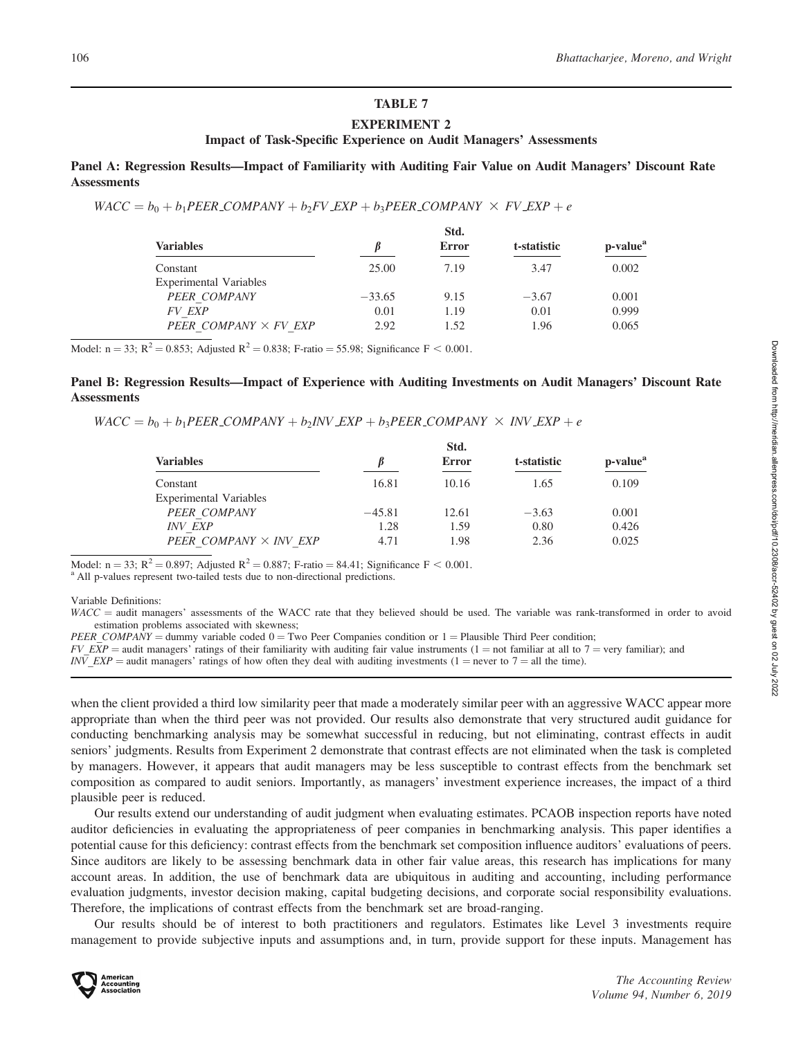**TABLE 7**

**EXPERIMENT 2**

**Impact of Task-Specific Experience on Audit Managers' Assessments**

**Panel A: Regression Results—Impact of Familiarity with Auditing Fair Value on Audit Managers' Discount Rate Assessments**

$$WACC = b_0 + b_1 PEER\_COMPANY + b_2 FV\_EXP + b_3 PEER\_COMPANY \times FV\_EXP + e$$

| Variables | $\beta$ | Std. Error | t-statistic | p-value[a] |
|---|---|---|---|---|
| Constant | 25.00 | 7.19 | 3.47 | 0.002 |
| Experimental Variables | | | | |
| *PEER_COMPANY* | −33.65 | 9.15 | −3.67 | 0.001 |
| *FV_EXP* | 0.01 | 1.19 | 0.01 | 0.999 |
| *PEER_COMPANY × FV_EXP* | 2.92 | 1.52 | 1.96 | 0.065 |

Model: n = 33; $R^2 = 0.853$; Adjusted $R^2 = 0.838$; F-ratio = 55.98; Significance $F < 0.001$.

**Panel B: Regression Results—Impact of Experience with Auditing Investments on Audit Managers' Discount Rate Assessments**

$$WACC = b_0 + b_1 PEER\_COMPANY + b_2 INV\_EXP + b_3 PEER\_COMPANY \times INV\_EXP + e$$

| Variables | $\beta$ | Std. Error | t-statistic | p-value[a] |
|---|---|---|---|---|
| Constant | 16.81 | 10.16 | 1.65 | 0.109 |
| Experimental Variables | | | | |
| *PEER_COMPANY* | −45.81 | 12.61 | −3.63 | 0.001 |
| *INV_EXP* | 1.28 | 1.59 | 0.80 | 0.426 |
| *PEER_COMPANY × INV_EXP* | 4.71 | 1.98 | 2.36 | 0.025 |

Model: n = 33; $R^2 = 0.897$; Adjusted $R^2 = 0.887$; F-ratio = 84.41; Significance $F < 0.001$.

[a] All p-values represent two-tailed tests due to non-directional predictions.

Variable Definitions:

*WACC* = audit managers' assessments of the WACC rate that they believed should be used. The variable was rank-transformed in order to avoid estimation problems associated with skewness;

*PEER_COMPANY* = dummy variable coded 0 = Two Peer Companies condition or 1 = Plausible Third Peer condition;

*FV_EXP* = audit managers' ratings of their familiarity with auditing fair value instruments (1 = not familiar at all to 7 = very familiar); and

*INV_EXP* = audit managers' ratings of how often they deal with auditing investments (1 = never to 7 = all the time).

when the client provided a third low similarity peer that made a moderately similar peer with an aggressive WACC appear more appropriate than when the third peer was not provided. Our results also demonstrate that very structured audit guidance for conducting benchmarking analysis may be somewhat successful in reducing, but not eliminating, contrast effects in audit seniors' judgments. Results from Experiment 2 demonstrate that contrast effects are not eliminated when the task is completed by managers. However, it appears that audit managers may be less susceptible to contrast effects from the benchmark set composition as compared to audit seniors. Importantly, as managers' investment experience increases, the impact of a third plausible peer is reduced.

Our results extend our understanding of audit judgment when evaluating estimates. PCAOB inspection reports have noted auditor deficiencies in evaluating the appropriateness of peer companies in benchmarking analysis. This paper identifies a potential cause for this deficiency: contrast effects from the benchmark set composition influence auditors' evaluations of peers. Since auditors are likely to be assessing benchmark data in other fair value areas, this research has implications for many account areas. In addition, the use of benchmark data are ubiquitous in auditing and accounting, including performance evaluation judgments, investor decision making, capital budgeting decisions, and corporate social responsibility evaluations. Therefore, the implications of contrast effects from the benchmark set are broad-ranging.

Our results should be of interest to both practitioners and regulators. Estimates like Level 3 investments require management to provide subjective inputs and assumptions and, in turn, provide support for these inputs. Management has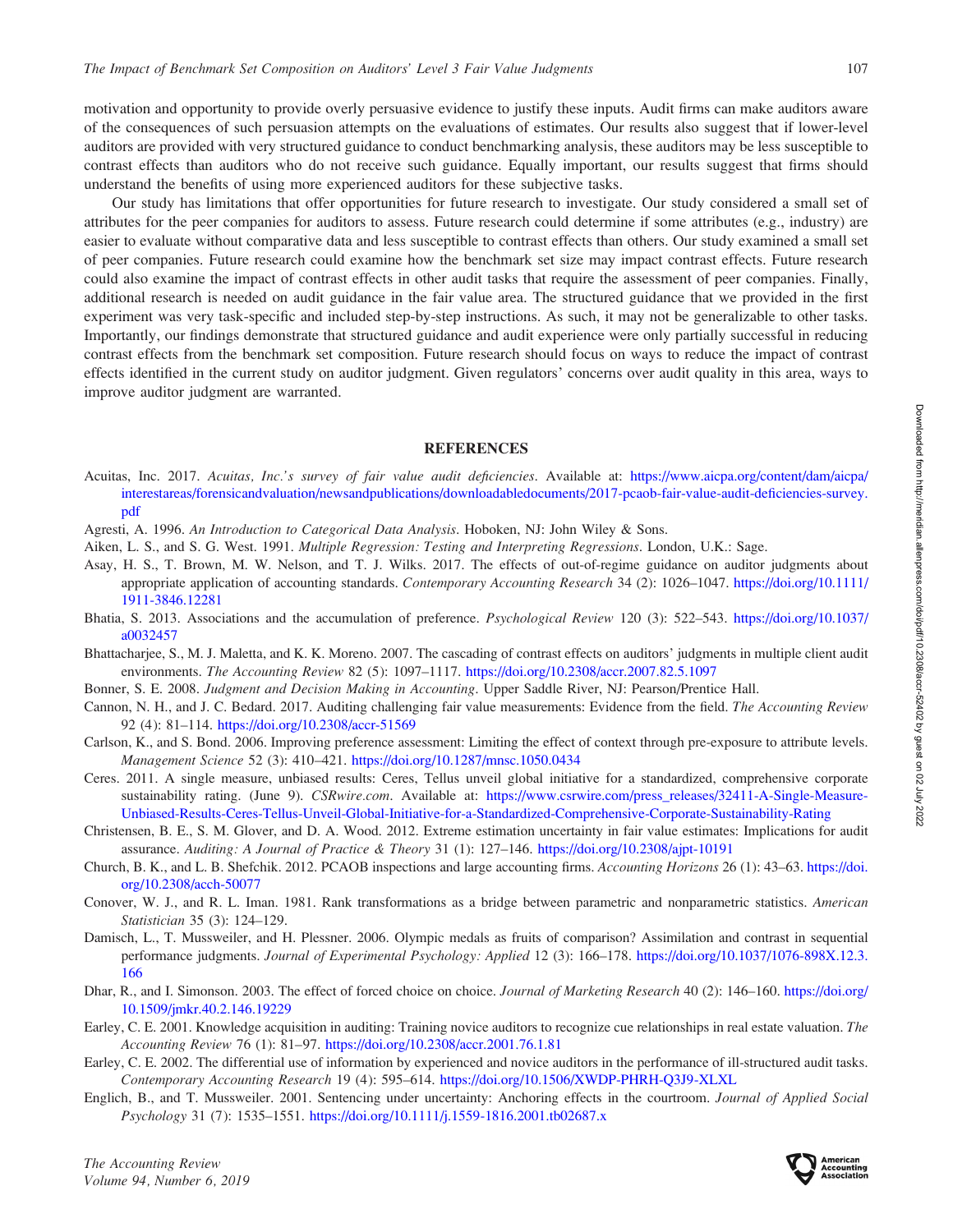motivation and opportunity to provide overly persuasive evidence to justify these inputs. Audit firms can make auditors aware of the consequences of such persuasion attempts on the evaluations of estimates. Our results also suggest that if lower-level auditors are provided with very structured guidance to conduct benchmarking analysis, these auditors may be less susceptible to contrast effects than auditors who do not receive such guidance. Equally important, our results suggest that firms should understand the benefits of using more experienced auditors for these subjective tasks.

Our study has limitations that offer opportunities for future research to investigate. Our study considered a small set of attributes for the peer companies for auditors to assess. Future research could determine if some attributes (e.g., industry) are easier to evaluate without comparative data and less susceptible to contrast effects than others. Our study examined a small set of peer companies. Future research could examine how the benchmark set size may impact contrast effects. Future research could also examine the impact of contrast effects in other audit tasks that require the assessment of peer companies. Finally, additional research is needed on audit guidance in the fair value area. The structured guidance that we provided in the first experiment was very task-specific and included step-by-step instructions. As such, it may not be generalizable to other tasks. Importantly, our findings demonstrate that structured guidance and audit experience were only partially successful in reducing contrast effects from the benchmark set composition. Future research should focus on ways to reduce the impact of contrast effects identified in the current study on auditor judgment. Given regulators' concerns over audit quality in this area, ways to improve auditor judgment are warranted.

## REFERENCES

Acuitas, Inc. 2017. *Acuitas, Inc.'s survey of fair value audit deficiencies*. Available at: https://www.aicpa.org/content/dam/aicpa/interestareas/forensicandvaluation/newsandpublications/downloadabledocuments/2017-pcaob-fair-value-audit-deficiencies-survey.pdf

Agresti, A. 1996. *An Introduction to Categorical Data Analysis*. Hoboken, NJ: John Wiley & Sons.

Aiken, L. S., and S. G. West. 1991. *Multiple Regression: Testing and Interpreting Regressions*. London, U.K.: Sage.

Asay, H. S., T. Brown, M. W. Nelson, and T. J. Wilks. 2017. The effects of out-of-regime guidance on auditor judgments about appropriate application of accounting standards. *Contemporary Accounting Research* 34 (2): 1026–1047. https://doi.org/10.1111/1911-3846.12281

Bhatia, S. 2013. Associations and the accumulation of preference. *Psychological Review* 120 (3): 522–543. https://doi.org/10.1037/a0032457

Bhattacharjee, S., M. J. Maletta, and K. K. Moreno. 2007. The cascading of contrast effects on auditors' judgments in multiple client audit environments. *The Accounting Review* 82 (5): 1097–1117. https://doi.org/10.2308/accr.2007.82.5.1097

Bonner, S. E. 2008. *Judgment and Decision Making in Accounting*. Upper Saddle River, NJ: Pearson/Prentice Hall.

Cannon, N. H., and J. C. Bedard. 2017. Auditing challenging fair value measurements: Evidence from the field. *The Accounting Review* 92 (4): 81–114. https://doi.org/10.2308/accr-51569

Carlson, K., and S. Bond. 2006. Improving preference assessment: Limiting the effect of context through pre-exposure to attribute levels. *Management Science* 52 (3): 410–421. https://doi.org/10.1287/mnsc.1050.0434

Ceres. 2011. A single measure, unbiased results: Ceres, Tellus unveil global initiative for a standardized, comprehensive corporate sustainability rating. (June 9). *CSRwire.com*. Available at: https://www.csrwire.com/press_releases/32411-A-Single-Measure-Unbiased-Results-Ceres-Tellus-Unveil-Global-Initiative-for-a-Standardized-Comprehensive-Corporate-Sustainability-Rating

Christensen, B. E., S. M. Glover, and D. A. Wood. 2012. Extreme estimation uncertainty in fair value estimates: Implications for audit assurance. *Auditing: A Journal of Practice & Theory* 31 (1): 127–146. https://doi.org/10.2308/ajpt-10191

Church, B. K., and L. B. Shefchik. 2012. PCAOB inspections and large accounting firms. *Accounting Horizons* 26 (1): 43–63. https://doi.org/10.2308/acch-50077

Conover, W. J., and R. L. Iman. 1981. Rank transformations as a bridge between parametric and nonparametric statistics. *American Statistician* 35 (3): 124–129.

Damisch, L., T. Mussweiler, and H. Plessner. 2006. Olympic medals as fruits of comparison? Assimilation and contrast in sequential performance judgments. *Journal of Experimental Psychology: Applied* 12 (3): 166–178. https://doi.org/10.1037/1076-898X.12.3.166

Dhar, R., and I. Simonson. 2003. The effect of forced choice on choice. *Journal of Marketing Research* 40 (2): 146–160. https://doi.org/10.1509/jmkr.40.2.146.19229

Earley, C. E. 2001. Knowledge acquisition in auditing: Training novice auditors to recognize cue relationships in real estate valuation. *The Accounting Review* 76 (1): 81–97. https://doi.org/10.2308/accr.2001.76.1.81

Earley, C. E. 2002. The differential use of information by experienced and novice auditors in the performance of ill-structured audit tasks. *Contemporary Accounting Research* 19 (4): 595–614. https://doi.org/10.1506/XWDP-PHRH-Q3J9-XLXL

Englich, B., and T. Mussweiler. 2001. Sentencing under uncertainty: Anchoring effects in the courtroom. *Journal of Applied Social Psychology* 31 (7): 1535–1551. https://doi.org/10.1111/j.1559-1816.2001.tb02687.x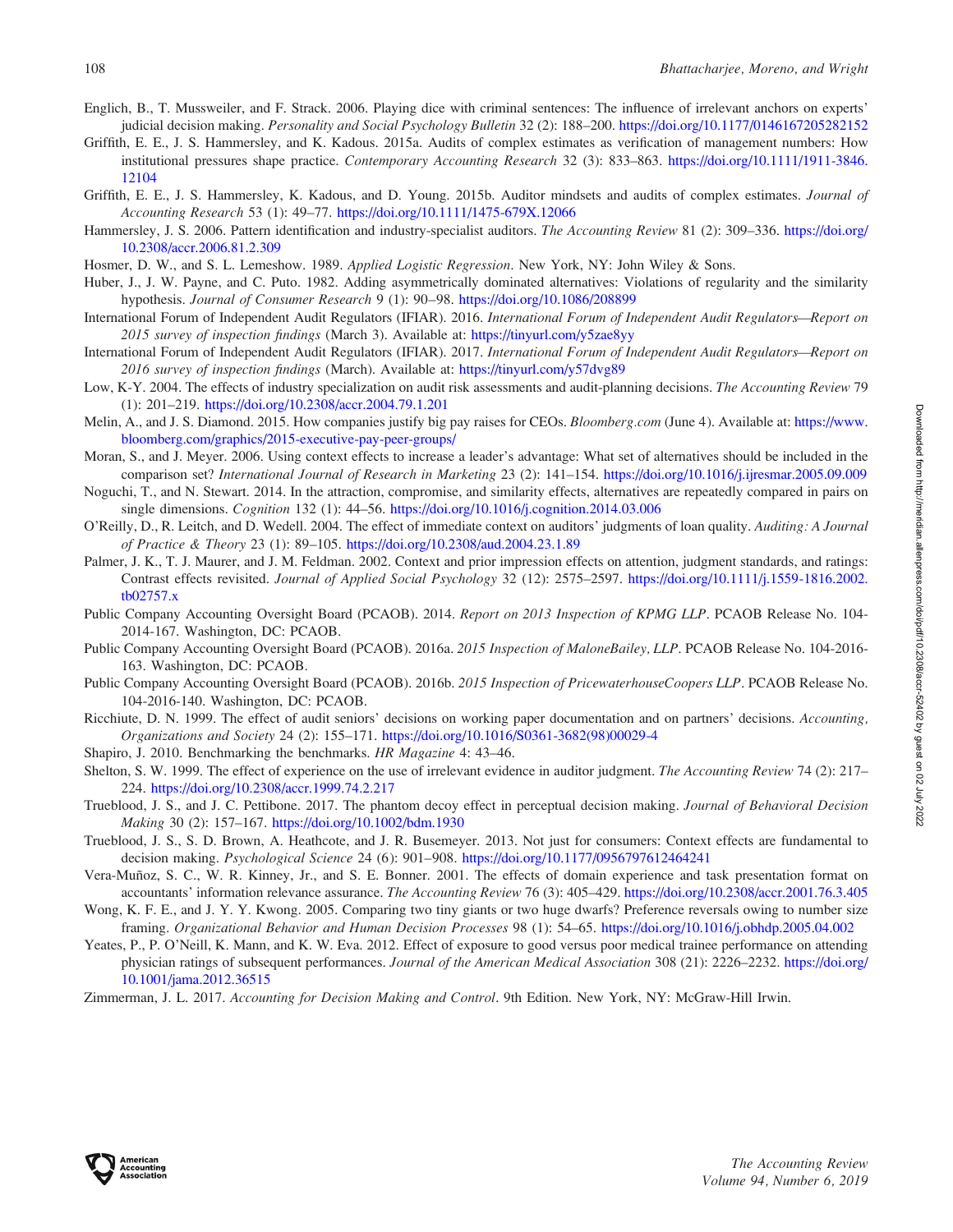Englich, B., T. Mussweiler, and F. Strack. 2006. Playing dice with criminal sentences: The influence of irrelevant anchors on experts' judicial decision making. *Personality and Social Psychology Bulletin* 32 (2): 188–200. https://doi.org/10.1177/0146167205282152

Griffith, E. E., J. S. Hammersley, and K. Kadous. 2015a. Audits of complex estimates as verification of management numbers: How institutional pressures shape practice. *Contemporary Accounting Research* 32 (3): 833–863. https://doi.org/10.1111/1911-3846.12104

Griffith, E. E., J. S. Hammersley, K. Kadous, and D. Young. 2015b. Auditor mindsets and audits of complex estimates. *Journal of Accounting Research* 53 (1): 49–77. https://doi.org/10.1111/1475-679X.12066

Hammersley, J. S. 2006. Pattern identification and industry-specialist auditors. *The Accounting Review* 81 (2): 309–336. https://doi.org/10.2308/accr.2006.81.2.309

Hosmer, D. W., and S. L. Lemeshow. 1989. *Applied Logistic Regression*. New York, NY: John Wiley & Sons.

Huber, J., J. W. Payne, and C. Puto. 1982. Adding asymmetrically dominated alternatives: Violations of regularity and the similarity hypothesis. *Journal of Consumer Research* 9 (1): 90–98. https://doi.org/10.1086/208899

International Forum of Independent Audit Regulators (IFIAR). 2016. *International Forum of Independent Audit Regulators—Report on 2015 survey of inspection findings* (March 3). Available at: https://tinyurl.com/y5zae8yy

International Forum of Independent Audit Regulators (IFIAR). 2017. *International Forum of Independent Audit Regulators—Report on 2016 survey of inspection findings* (March). Available at: https://tinyurl.com/y57dvg89

Low, K-Y. 2004. The effects of industry specialization on audit risk assessments and audit-planning decisions. *The Accounting Review* 79 (1): 201–219. https://doi.org/10.2308/accr.2004.79.1.201

Melin, A., and J. S. Diamond. 2015. How companies justify big pay raises for CEOs. *Bloomberg.com* (June 4). Available at: https://www.bloomberg.com/graphics/2015-executive-pay-peer-groups/

Moran, S., and J. Meyer. 2006. Using context effects to increase a leader's advantage: What set of alternatives should be included in the comparison set? *International Journal of Research in Marketing* 23 (2): 141–154. https://doi.org/10.1016/j.ijresmar.2005.09.009

Noguchi, T., and N. Stewart. 2014. In the attraction, compromise, and similarity effects, alternatives are repeatedly compared in pairs on single dimensions. *Cognition* 132 (1): 44–56. https://doi.org/10.1016/j.cognition.2014.03.006

O'Reilly, D., R. Leitch, and D. Wedell. 2004. The effect of immediate context on auditors' judgments of loan quality. *Auditing: A Journal of Practice & Theory* 23 (1): 89–105. https://doi.org/10.2308/aud.2004.23.1.89

Palmer, J. K., T. J. Maurer, and J. M. Feldman. 2002. Context and prior impression effects on attention, judgment standards, and ratings: Contrast effects revisited. *Journal of Applied Social Psychology* 32 (12): 2575–2597. https://doi.org/10.1111/j.1559-1816.2002.tb02757.x

Public Company Accounting Oversight Board (PCAOB). 2014. *Report on 2013 Inspection of KPMG LLP*. PCAOB Release No. 104-2014-167. Washington, DC: PCAOB.

Public Company Accounting Oversight Board (PCAOB). 2016a. *2015 Inspection of MaloneBailey, LLP*. PCAOB Release No. 104-2016-163. Washington, DC: PCAOB.

Public Company Accounting Oversight Board (PCAOB). 2016b. *2015 Inspection of PricewaterhouseCoopers LLP*. PCAOB Release No. 104-2016-140. Washington, DC: PCAOB.

Ricchiute, D. N. 1999. The effect of audit seniors' decisions on working paper documentation and on partners' decisions. *Accounting, Organizations and Society* 24 (2): 155–171. https://doi.org/10.1016/S0361-3682(98)00029-4

Shapiro, J. 2010. Benchmarking the benchmarks. *HR Magazine* 4: 43–46.

Shelton, S. W. 1999. The effect of experience on the use of irrelevant evidence in auditor judgment. *The Accounting Review* 74 (2): 217–224. https://doi.org/10.2308/accr.1999.74.2.217

Trueblood, J. S., and J. C. Pettibone. 2017. The phantom decoy effect in perceptual decision making. *Journal of Behavioral Decision Making* 30 (2): 157–167. https://doi.org/10.1002/bdm.1930

Trueblood, J. S., S. D. Brown, A. Heathcote, and J. R. Busemeyer. 2013. Not just for consumers: Context effects are fundamental to decision making. *Psychological Science* 24 (6): 901–908. https://doi.org/10.1177/0956797612464241

Vera-Muñoz, S. C., W. R. Kinney, Jr., and S. E. Bonner. 2001. The effects of domain experience and task presentation format on accountants' information relevance assurance. *The Accounting Review* 76 (3): 405–429. https://doi.org/10.2308/accr.2001.76.3.405

Wong, K. F. E., and J. Y. Y. Kwong. 2005. Comparing two tiny giants or two huge dwarfs? Preference reversals owing to number size framing. *Organizational Behavior and Human Decision Processes* 98 (1): 54–65. https://doi.org/10.1016/j.obhdp.2005.04.002

Yeates, P., P. O'Neill, K. Mann, and K. W. Eva. 2012. Effect of exposure to good versus poor medical trainee performance on attending physician ratings of subsequent performances. *Journal of the American Medical Association* 308 (21): 2226–2232. https://doi.org/10.1001/jama.2012.36515

Zimmerman, J. L. 2017. *Accounting for Decision Making and Control*. 9th Edition. New York, NY: McGraw-Hill Irwin.